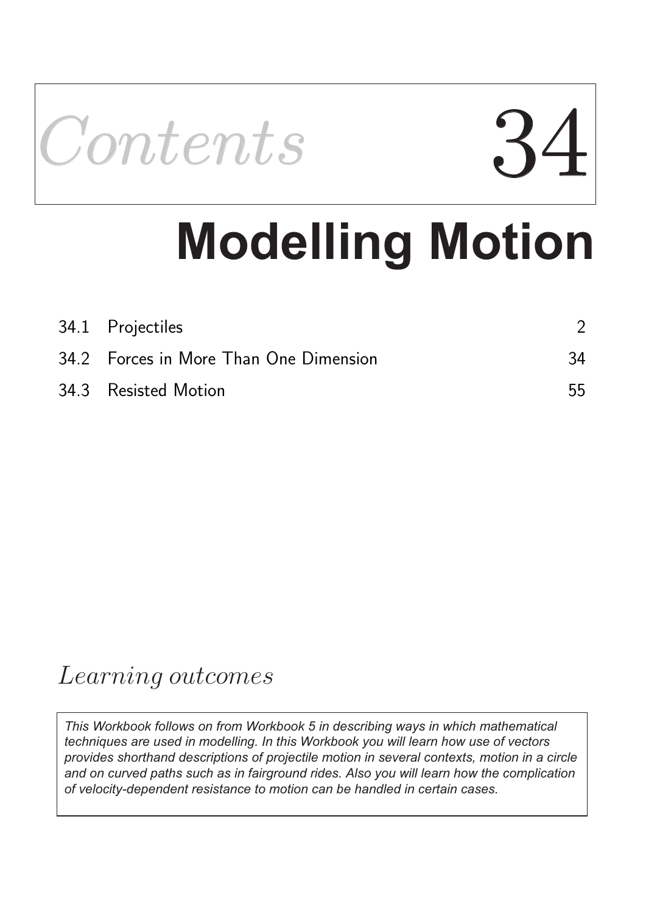# Contents 34

# Modelling Motion

| | | |
|---|---|---|
| 34.1 | Projectiles | 2 |
| 34.2 | Forces in More Than One Dimension | 34 |
| 34.3 | Resisted Motion | 55 |

## *Learning outcomes*

*This Workbook follows on from Workbook 5 in describing ways in which mathematical techniques are used in modelling. In this Workbook you will learn how use of vectors provides shorthand descriptions of projectile motion in several contexts, motion in a circle and on curved paths such as in fairground rides. Also you will learn how the complication of velocity-dependent resistance to motion can be handled in certain cases.*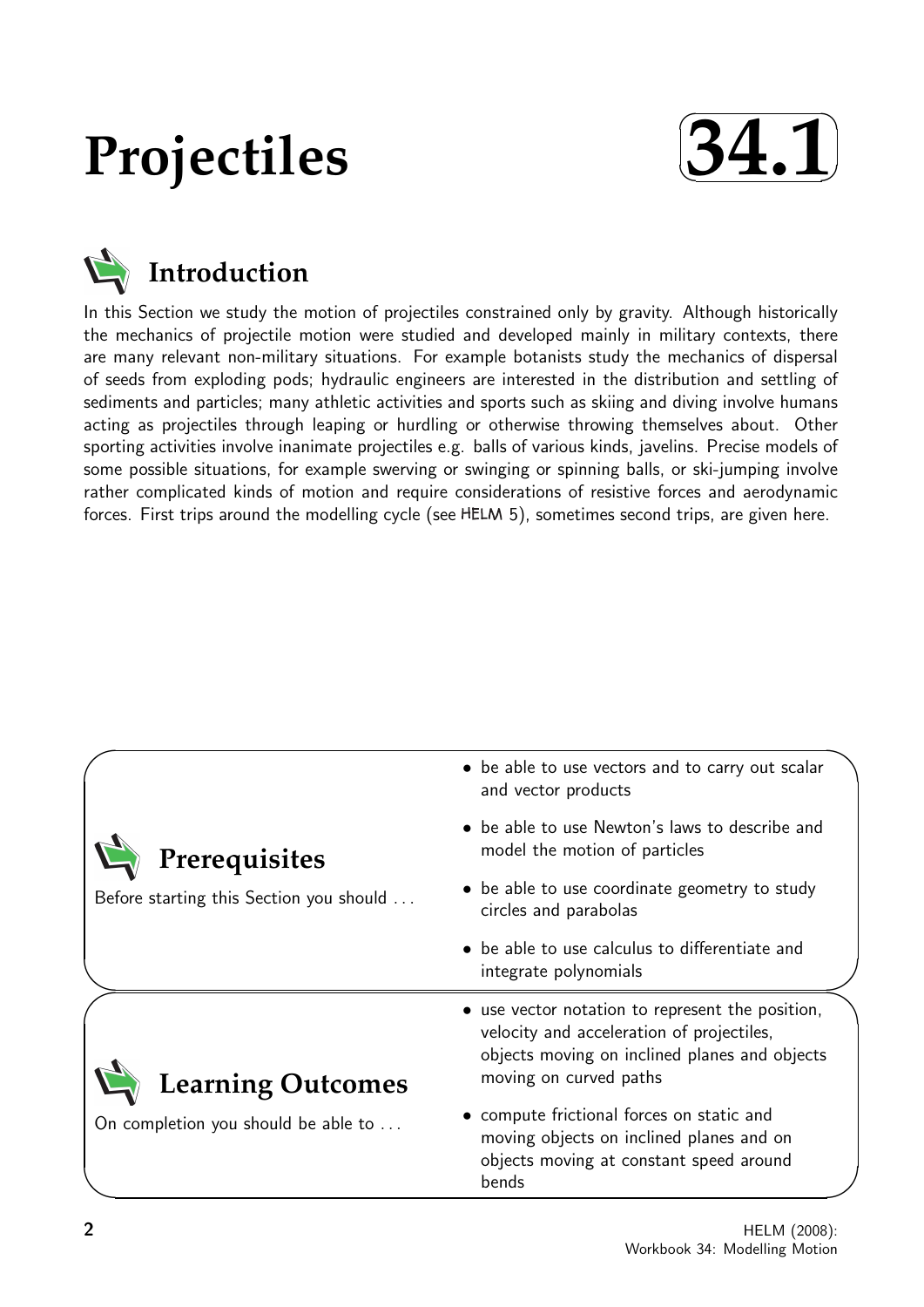# Projectiles

**34.1**

## Introduction

In this Section we study the motion of projectiles constrained only by gravity. Although historically the mechanics of projectile motion were studied and developed mainly in military contexts, there are many relevant non-military situations. For example botanists study the mechanics of dispersal of seeds from exploding pods; hydraulic engineers are interested in the distribution and settling of sediments and particles; many athletic activities and sports such as skiing and diving involve humans acting as projectiles through leaping or hurdling or otherwise throwing themselves about. Other sporting activities involve inanimate projectiles e.g. balls of various kinds, javelins. Precise models of some possible situations, for example swerving or swinging or spinning balls, or ski-jumping involve rather complicated kinds of motion and require considerations of resistive forces and aerodynamic forces. First trips around the modelling cycle (see HELM 5), sometimes second trips, are given here.

## Prerequisites

Before starting this Section you should ...

- be able to use vectors and to carry out scalar and vector products
- be able to use Newton's laws to describe and model the motion of particles
- be able to use coordinate geometry to study circles and parabolas
- be able to use calculus to differentiate and integrate polynomials

## Learning Outcomes

On completion you should be able to ...

- use vector notation to represent the position, velocity and acceleration of projectiles, objects moving on inclined planes and objects moving on curved paths
- compute frictional forces on static and moving objects on inclined planes and on objects moving at constant speed around bends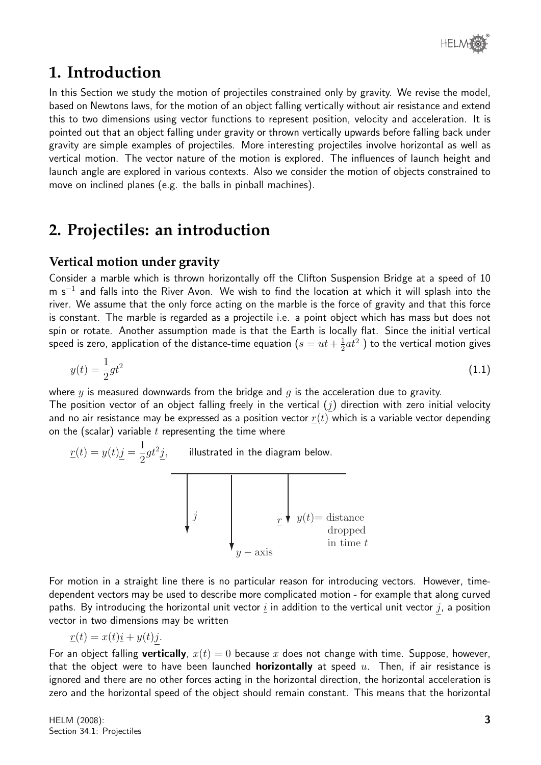# 1. Introduction

In this Section we study the motion of projectiles constrained only by gravity. We revise the model, based on Newtons laws, for the motion of an object falling vertically without air resistance and extend this to two dimensions using vector functions to represent position, velocity and acceleration. It is pointed out that an object falling under gravity or thrown vertically upwards before falling back under gravity are simple examples of projectiles. More interesting projectiles involve horizontal as well as vertical motion. The vector nature of the motion is explored. The influences of launch height and launch angle are explored in various contexts. Also we consider the motion of objects constrained to move on inclined planes (e.g. the balls in pinball machines).

# 2. Projectiles: an introduction

### Vertical motion under gravity

Consider a marble which is thrown horizontally off the Clifton Suspension Bridge at a speed of 10 m s$^{-1}$ and falls into the River Avon. We wish to find the location at which it will splash into the river. We assume that the only force acting on the marble is the force of gravity and that this force is constant. The marble is regarded as a projectile i.e. a point object which has mass but does not spin or rotate. Another assumption made is that the Earth is locally flat. Since the initial vertical speed is zero, application of the distance-time equation ($s = ut + \frac{1}{2}at^2$ ) to the vertical motion gives

$$y(t) = \frac{1}{2}gt^2 \qquad (1.1)$$

where $y$ is measured downwards from the bridge and $g$ is the acceleration due to gravity.
The position vector of an object falling freely in the vertical ($\underline{j}$) direction with zero initial velocity and no air resistance may be expressed as a position vector $\underline{r}(t)$ which is a variable vector depending on the (scalar) variable $t$ representing the time where

$\underline{r}(t) = y(t)\underline{j} = \dfrac{1}{2}gt^2\underline{j}$, illustrated in the diagram below.

$\underline{j}$ $\quad$ $y-$axis $\quad$ $\underline{r}$ $\quad$ $y(t)=$ distance dropped in time $t$

For motion in a straight line there is no particular reason for introducing vectors. However, time-dependent vectors may be used to describe more complicated motion - for example that along curved paths. By introducing the horizontal unit vector $\underline{i}$ in addition to the vertical unit vector $\underline{j}$, a position vector in two dimensions may be written

$$\underline{r}(t) = x(t)\underline{i} + y(t)\underline{j}.$$

For an object falling **vertically**, $x(t) = 0$ because $x$ does not change with time. Suppose, however, that the object were to have been launched **horizontally** at speed $u$. Then, if air resistance is ignored and there are no other forces acting in the horizontal direction, the horizontal acceleration is zero and the horizontal speed of the object should remain constant. This means that the horizontal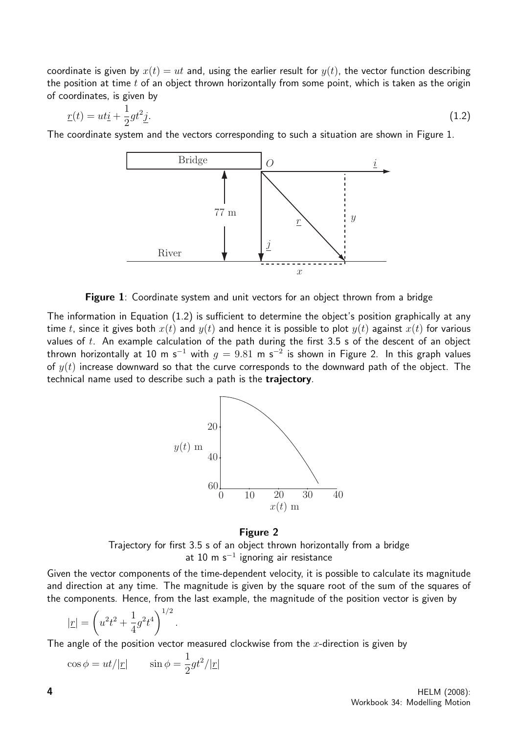coordinate is given by $x(t) = ut$ and, using the earlier result for $y(t)$, the vector function describing the position at time $t$ of an object thrown horizontally from some point, which is taken as the origin of coordinates, is given by

$$\underline{r}(t) = ut\underline{i} + \frac{1}{2}gt^2\underline{j}. \tag{1.2}$$

The coordinate system and the vectors corresponding to such a situation are shown in Figure 1.

**Figure 1**: Coordinate system and unit vectors for an object thrown from a bridge

The information in Equation (1.2) is sufficient to determine the object's position graphically at any time $t$, since it gives both $x(t)$ and $y(t)$ and hence it is possible to plot $y(t)$ against $x(t)$ for various values of $t$. An example calculation of the path during the first 3.5 s of the descent of an object thrown horizontally at 10 m s$^{-1}$ with $g = 9.81$ m s$^{-2}$ is shown in Figure 2. In this graph values of $y(t)$ increase downward so that the curve corresponds to the downward path of the object. The technical name used to describe such a path is the **trajectory**.

**Figure 2**

Trajectory for first 3.5 s of an object thrown horizontally from a bridge at 10 m s$^{-1}$ ignoring air resistance

Given the vector components of the time-dependent velocity, it is possible to calculate its magnitude and direction at any time. The magnitude is given by the square root of the sum of the squares of the components. Hence, from the last example, the magnitude of the position vector is given by

$$|\underline{r}| = \left(u^2t^2 + \frac{1}{4}g^2t^4\right)^{1/2}.$$

The angle of the position vector measured clockwise from the $x$-direction is given by

$$\cos\phi = ut/|\underline{r}| \qquad \sin\phi = \frac{1}{2}gt^2/|\underline{r}|$$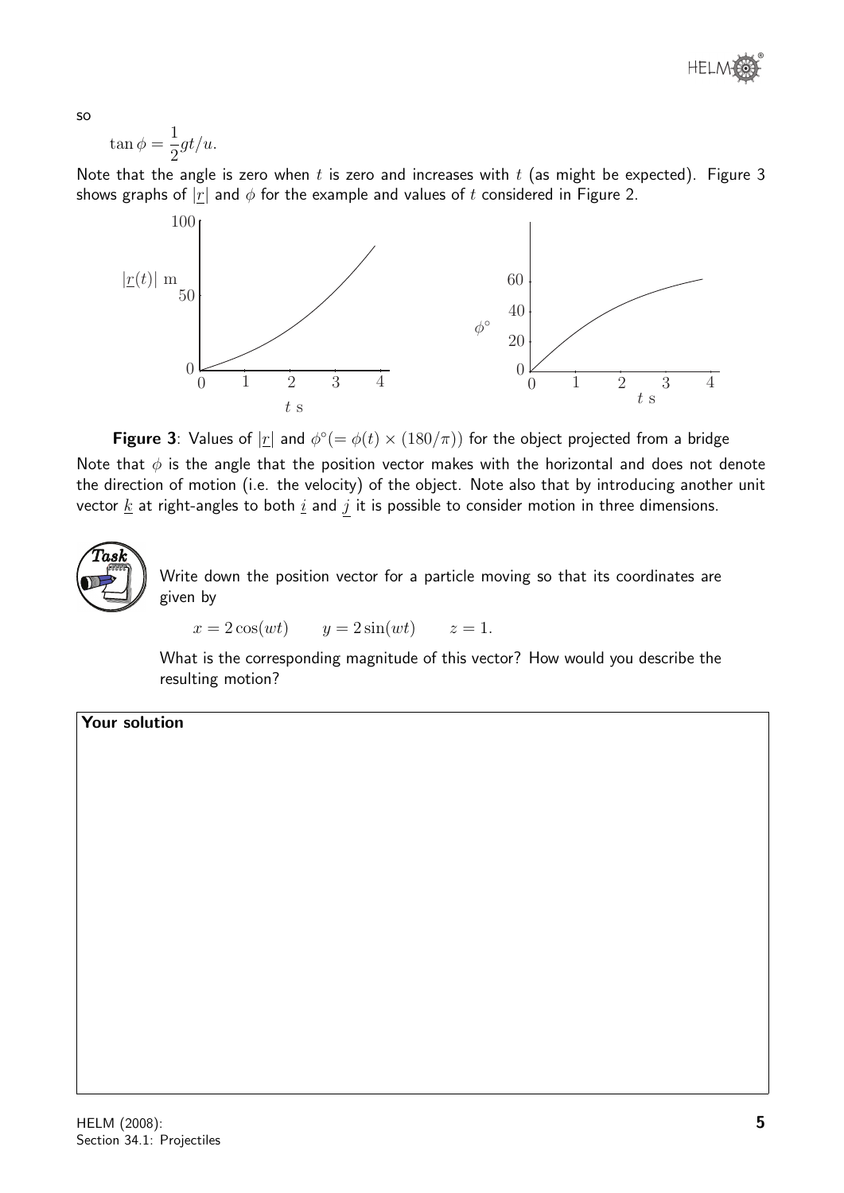so

$$\tan \phi = \frac{1}{2}gt/u.$$

Note that the angle is zero when $t$ is zero and increases with $t$ (as might be expected). Figure 3 shows graphs of $|\underline{r}|$ and $\phi$ for the example and values of $t$ considered in Figure 2.

**Figure 3**: Values of $|\underline{r}|$ and $\phi^\circ(= \phi(t) \times (180/\pi))$ for the object projected from a bridge

Note that $\phi$ is the angle that the position vector makes with the horizontal and does not denote the direction of motion (i.e. the velocity) of the object. Note also that by introducing another unit vector $\underline{k}$ at right-angles to both $\underline{i}$ and $\underline{j}$ it is possible to consider motion in three dimensions.

**Task**

Write down the position vector for a particle moving so that its coordinates are given by

$$x = 2\cos(wt) \qquad y = 2\sin(wt) \qquad z = 1.$$

What is the corresponding magnitude of this vector? How would you describe the resulting motion?

**Your solution**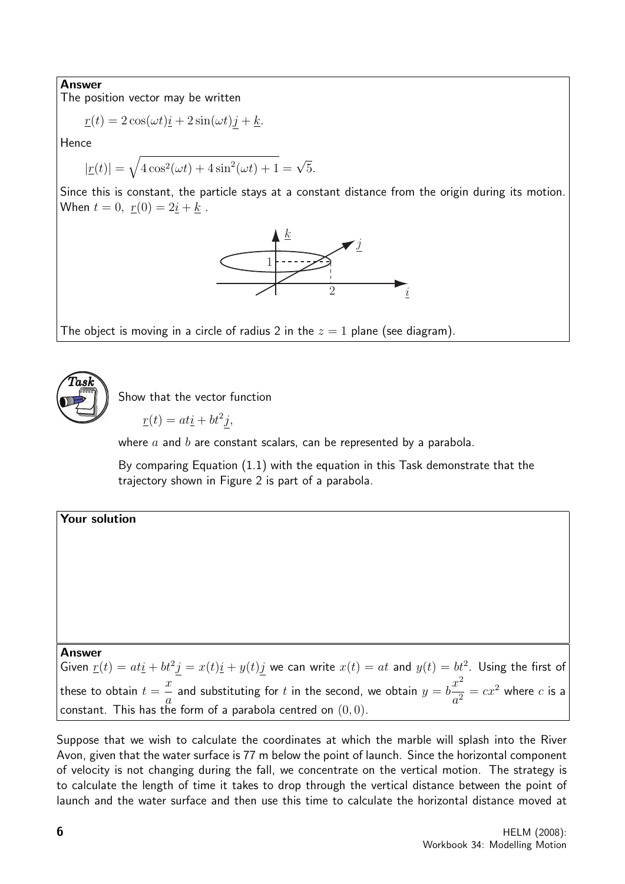**Answer**

The position vector may be written

$$\underline{r}(t) = 2\cos(\omega t)\underline{i} + 2\sin(\omega t)\underline{j} + \underline{k}.$$

Hence

$$|\underline{r}(t)| = \sqrt{4\cos^2(\omega t) + 4\sin^2(\omega t) + 1} = \sqrt{5}.$$

Since this is constant, the particle stays at a constant distance from the origin during its motion. When $t = 0$, $\underline{r}(0) = 2\underline{i} + \underline{k}$ .

The object is moving in a circle of radius 2 in the $z = 1$ plane (see diagram).

**Task**

Show that the vector function

$$\underline{r}(t) = at\underline{i} + bt^2\underline{j},$$

where $a$ and $b$ are constant scalars, can be represented by a parabola.

By comparing Equation (1.1) with the equation in this Task demonstrate that the trajectory shown in Figure 2 is part of a parabola.

**Your solution**

**Answer**

Given $\underline{r}(t) = at\underline{i} + bt^2\underline{j} = x(t)\underline{i} + y(t)\underline{j}$ we can write $x(t) = at$ and $y(t) = bt^2$. Using the first of these to obtain $t = \dfrac{x}{a}$ and substituting for $t$ in the second, we obtain $y = b\dfrac{x^2}{a^2} = cx^2$ where $c$ is a constant. This has the form of a parabola centred on $(0, 0)$.

Suppose that we wish to calculate the coordinates at which the marble will splash into the River Avon, given that the water surface is 77 m below the point of launch. Since the horizontal component of velocity is not changing during the fall, we concentrate on the vertical motion. The strategy is to calculate the length of time it takes to drop through the vertical distance between the point of launch and the water surface and then use this time to calculate the horizontal distance moved at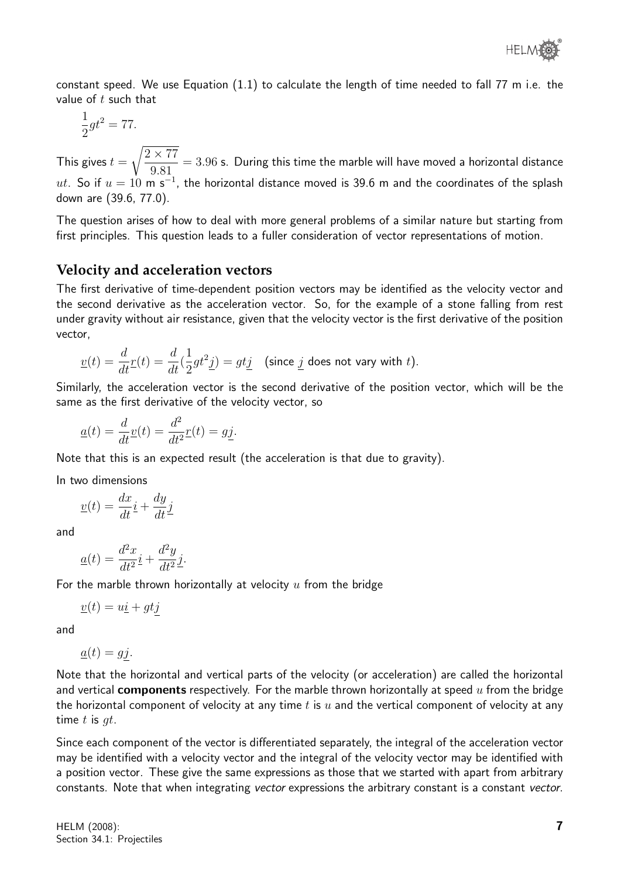constant speed. We use Equation (1.1) to calculate the length of time needed to fall 77 m i.e. the value of $t$ such that

$$\frac{1}{2}gt^2 = 77.$$

This gives $t = \sqrt{\dfrac{2 \times 77}{9.81}} = 3.96$ s. During this time the marble will have moved a horizontal distance $ut$. So if $u = 10$ m s$^{-1}$, the horizontal distance moved is 39.6 m and the coordinates of the splash down are (39.6, 77.0).

The question arises of how to deal with more general problems of a similar nature but starting from first principles. This question leads to a fuller consideration of vector representations of motion.

## Velocity and acceleration vectors

The first derivative of time-dependent position vectors may be identified as the velocity vector and the second derivative as the acceleration vector. So, for the example of a stone falling from rest under gravity without air resistance, given that the velocity vector is the first derivative of the position vector,

$$\underline{v}(t) = \frac{d}{dt}\underline{r}(t) = \frac{d}{dt}(\frac{1}{2}gt^2\underline{j}) = gt\underline{j} \quad \text{(since } \underline{j} \text{ does not vary with } t\text{).}$$

Similarly, the acceleration vector is the second derivative of the position vector, which will be the same as the first derivative of the velocity vector, so

$$\underline{a}(t) = \frac{d}{dt}\underline{v}(t) = \frac{d^2}{dt^2}\underline{r}(t) = g\underline{j}.$$

Note that this is an expected result (the acceleration is that due to gravity).

In two dimensions

$$\underline{v}(t) = \frac{dx}{dt}\underline{i} + \frac{dy}{dt}\underline{j}$$

and

$$\underline{a}(t) = \frac{d^2x}{dt^2}\underline{i} + \frac{d^2y}{dt^2}\underline{j}.$$

For the marble thrown horizontally at velocity $u$ from the bridge

$$\underline{v}(t) = u\underline{i} + gt\underline{j}$$

and

$$\underline{a}(t) = g\underline{j}.$$

Note that the horizontal and vertical parts of the velocity (or acceleration) are called the horizontal and vertical **components** respectively. For the marble thrown horizontally at speed $u$ from the bridge the horizontal component of velocity at any time $t$ is $u$ and the vertical component of velocity at any time $t$ is $gt$.

Since each component of the vector is differentiated separately, the integral of the acceleration vector may be identified with a velocity vector and the integral of the velocity vector may be identified with a position vector. These give the same expressions as those that we started with apart from arbitrary constants. Note that when integrating *vector* expressions the arbitrary constant is a constant *vector*.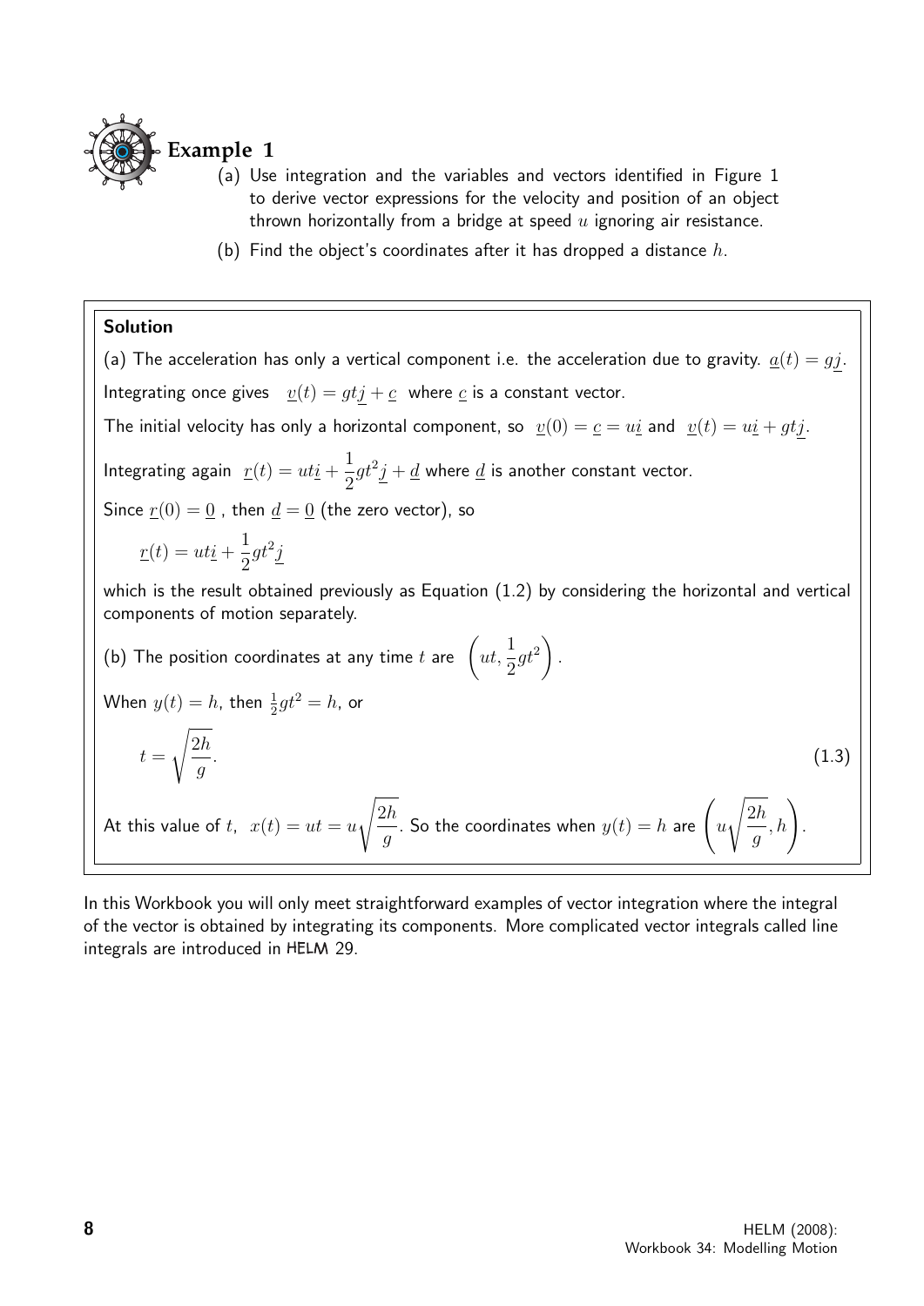## Example 1

(a) Use integration and the variables and vectors identified in Figure 1 to derive vector expressions for the velocity and position of an object thrown horizontally from a bridge at speed $u$ ignoring air resistance.

(b) Find the object's coordinates after it has dropped a distance $h$.

### Solution

(a) The acceleration has only a vertical component i.e. the acceleration due to gravity. $\underline{a}(t) = g\underline{j}$.

Integrating once gives $\underline{v}(t) = gt\underline{j} + \underline{c}$ where $\underline{c}$ is a constant vector.

The initial velocity has only a horizontal component, so $\underline{v}(0) = \underline{c} = u\underline{i}$ and $\underline{v}(t) = u\underline{i} + gt\underline{j}$.

Integrating again $\underline{r}(t) = ut\underline{i} + \dfrac{1}{2}gt^2\underline{j} + \underline{d}$ where $\underline{d}$ is another constant vector.

Since $\underline{r}(0) = \underline{0}$ , then $\underline{d} = \underline{0}$ (the zero vector), so

$$\underline{r}(t) = ut\underline{i} + \frac{1}{2}gt^2\underline{j}$$

which is the result obtained previously as Equation (1.2) by considering the horizontal and vertical components of motion separately.

(b) The position coordinates at any time $t$ are $\left(ut, \dfrac{1}{2}gt^2\right)$.

When $y(t) = h$, then $\frac{1}{2}gt^2 = h$, or

$$t = \sqrt{\frac{2h}{g}}. \qquad (1.3)$$

At this value of $t$, $x(t) = ut = u\sqrt{\dfrac{2h}{g}}$. So the coordinates when $y(t) = h$ are $\left(u\sqrt{\dfrac{2h}{g}}, h\right)$.

In this Workbook you will only meet straightforward examples of vector integration where the integral of the vector is obtained by integrating its components. More complicated vector integrals called line integrals are introduced in HELM 29.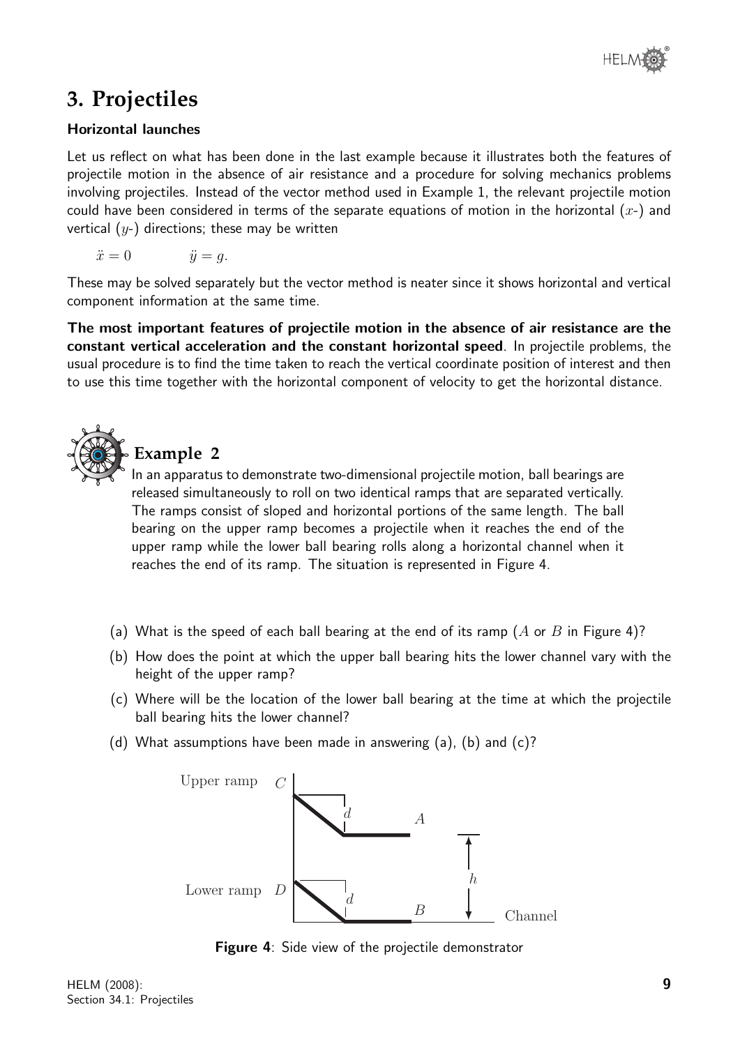# 3. Projectiles

### Horizontal launches

Let us reflect on what has been done in the last example because it illustrates both the features of projectile motion in the absence of air resistance and a procedure for solving mechanics problems involving projectiles. Instead of the vector method used in Example 1, the relevant projectile motion could have been considered in terms of the separate equations of motion in the horizontal ($x$-) and vertical ($y$-) directions; these may be written

$$\ddot{x} = 0 \qquad \ddot{y} = g.$$

These may be solved separately but the vector method is neater since it shows horizontal and vertical component information at the same time.

**The most important features of projectile motion in the absence of air resistance are the constant vertical acceleration and the constant horizontal speed**. In projectile problems, the usual procedure is to find the time taken to reach the vertical coordinate position of interest and then to use this time together with the horizontal component of velocity to get the horizontal distance.

## Example 2

In an apparatus to demonstrate two-dimensional projectile motion, ball bearings are released simultaneously to roll on two identical ramps that are separated vertically. The ramps consist of sloped and horizontal portions of the same length. The ball bearing on the upper ramp becomes a projectile when it reaches the end of the upper ramp while the lower ball bearing rolls along a horizontal channel when it reaches the end of its ramp. The situation is represented in Figure 4.

(a) What is the speed of each ball bearing at the end of its ramp ($A$ or $B$ in Figure 4)?

(b) How does the point at which the upper ball bearing hits the lower channel vary with the height of the upper ramp?

(c) Where will be the location of the lower ball bearing at the time at which the projectile ball bearing hits the lower channel?

(d) What assumptions have been made in answering (a), (b) and (c)?

**Figure 4**: Side view of the projectile demonstrator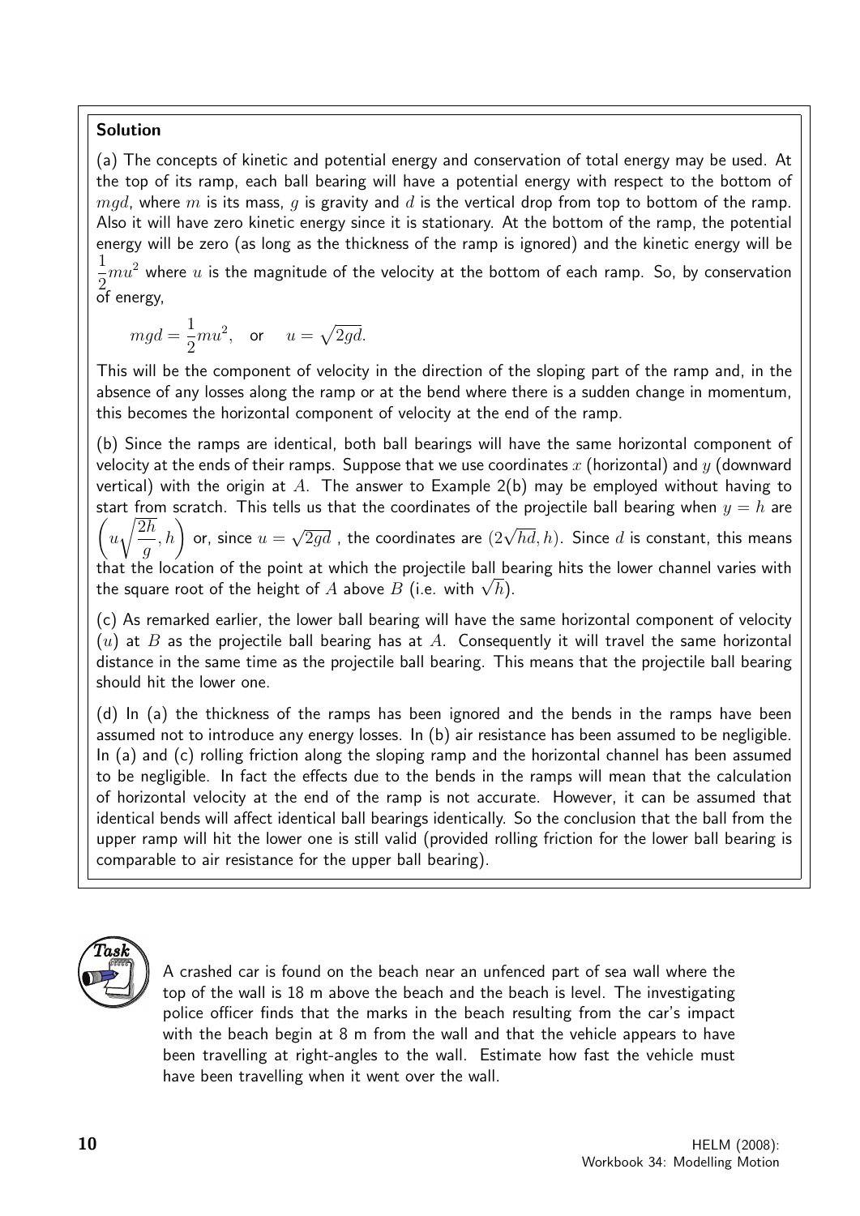**Solution**

(a) The concepts of kinetic and potential energy and conservation of total energy may be used. At the top of its ramp, each ball bearing will have a potential energy with respect to the bottom of $mgd$, where $m$ is its mass, $g$ is gravity and $d$ is the vertical drop from top to bottom of the ramp. Also it will have zero kinetic energy since it is stationary. At the bottom of the ramp, the potential energy will be zero (as long as the thickness of the ramp is ignored) and the kinetic energy will be $\frac{1}{2}mu^2$ where $u$ is the magnitude of the velocity at the bottom of each ramp. So, by conservation of energy,

$$mgd = \frac{1}{2}mu^2, \quad \text{or} \quad u = \sqrt{2gd}.$$

This will be the component of velocity in the direction of the sloping part of the ramp and, in the absence of any losses along the ramp or at the bend where there is a sudden change in momentum, this becomes the horizontal component of velocity at the end of the ramp.

(b) Since the ramps are identical, both ball bearings will have the same horizontal component of velocity at the ends of their ramps. Suppose that we use coordinates $x$ (horizontal) and $y$ (downward vertical) with the origin at $A$. The answer to Example 2(b) may be employed without having to start from scratch. This tells us that the coordinates of the projectile ball bearing when $y = h$ are $\left(u\sqrt{\frac{2h}{g}}, h\right)$ or, since $u = \sqrt{2gd}$ , the coordinates are $(2\sqrt{hd}, h)$. Since $d$ is constant, this means that the location of the point at which the projectile ball bearing hits the lower channel varies with the square root of the height of $A$ above $B$ (i.e. with $\sqrt{h}$).

(c) As remarked earlier, the lower ball bearing will have the same horizontal component of velocity ($u$) at $B$ as the projectile ball bearing has at $A$. Consequently it will travel the same horizontal distance in the same time as the projectile ball bearing. This means that the projectile ball bearing should hit the lower one.

(d) In (a) the thickness of the ramps has been ignored and the bends in the ramps have been assumed not to introduce any energy losses. In (b) air resistance has been assumed to be negligible. In (a) and (c) rolling friction along the sloping ramp and the horizontal channel has been assumed to be negligible. In fact the effects due to the bends in the ramps will mean that the calculation of horizontal velocity at the end of the ramp is not accurate. However, it can be assumed that identical bends will affect identical ball bearings identically. So the conclusion that the ball from the upper ramp will hit the lower one is still valid (provided rolling friction for the lower ball bearing is comparable to air resistance for the upper ball bearing).

**Task**

A crashed car is found on the beach near an unfenced part of sea wall where the top of the wall is 18 m above the beach and the beach is level. The investigating police officer finds that the marks in the beach resulting from the car's impact with the beach begin at 8 m from the wall and that the vehicle appears to have been travelling at right-angles to the wall. Estimate how fast the vehicle must have been travelling when it went over the wall.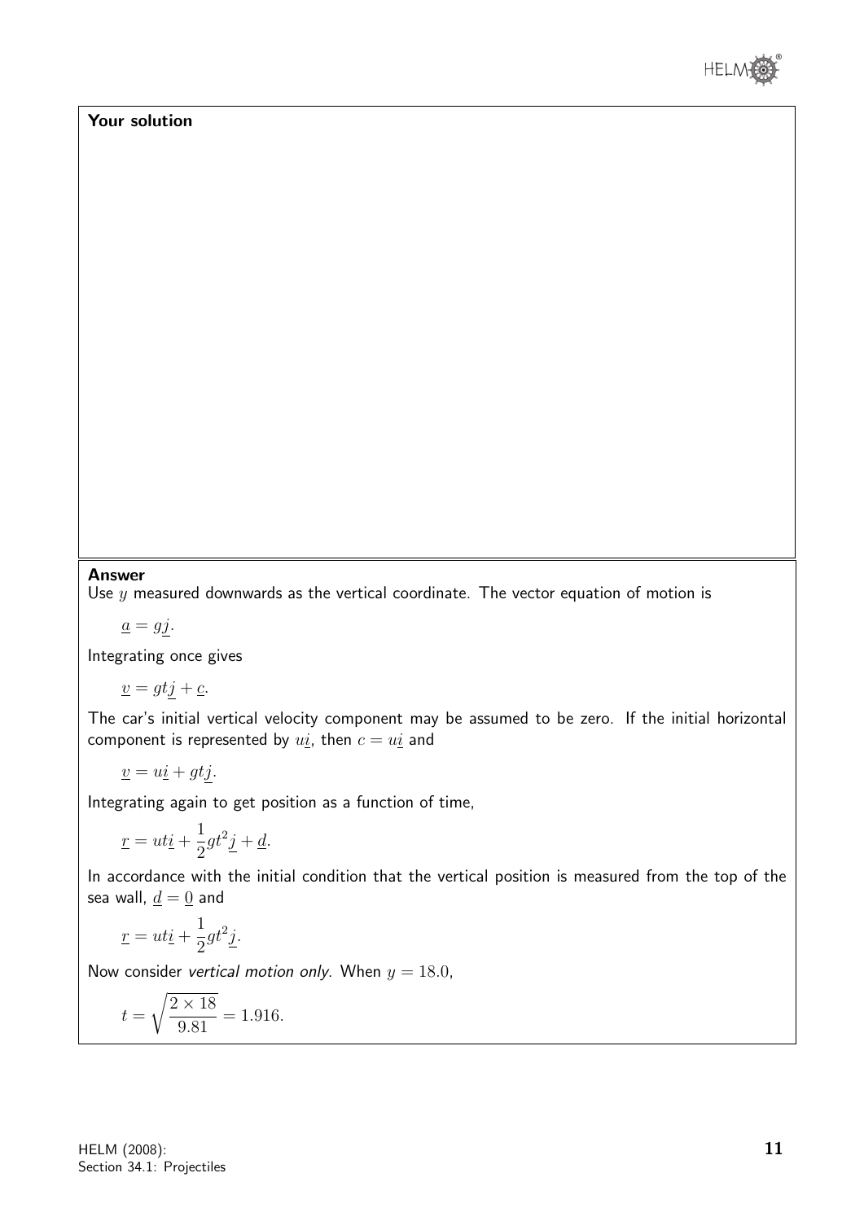**Your solution**

**Answer**

Use $y$ measured downwards as the vertical coordinate. The vector equation of motion is

$$\underline{a} = g\underline{j}.$$

Integrating once gives

$$\underline{v} = gt\underline{j} + \underline{c}.$$

The car's initial vertical velocity component may be assumed to be zero. If the initial horizontal component is represented by $u\underline{i}$, then $c = u\underline{i}$ and

$$\underline{v} = u\underline{i} + gt\underline{j}.$$

Integrating again to get position as a function of time,

$$\underline{r} = ut\underline{i} + \frac{1}{2}gt^2\underline{j} + \underline{d}.$$

In accordance with the initial condition that the vertical position is measured from the top of the sea wall, $\underline{d} = \underline{0}$ and

$$\underline{r} = ut\underline{i} + \frac{1}{2}gt^2\underline{j}.$$

Now consider *vertical motion only*. When $y = 18.0$,

$$t = \sqrt{\frac{2 \times 18}{9.81}} = 1.916.$$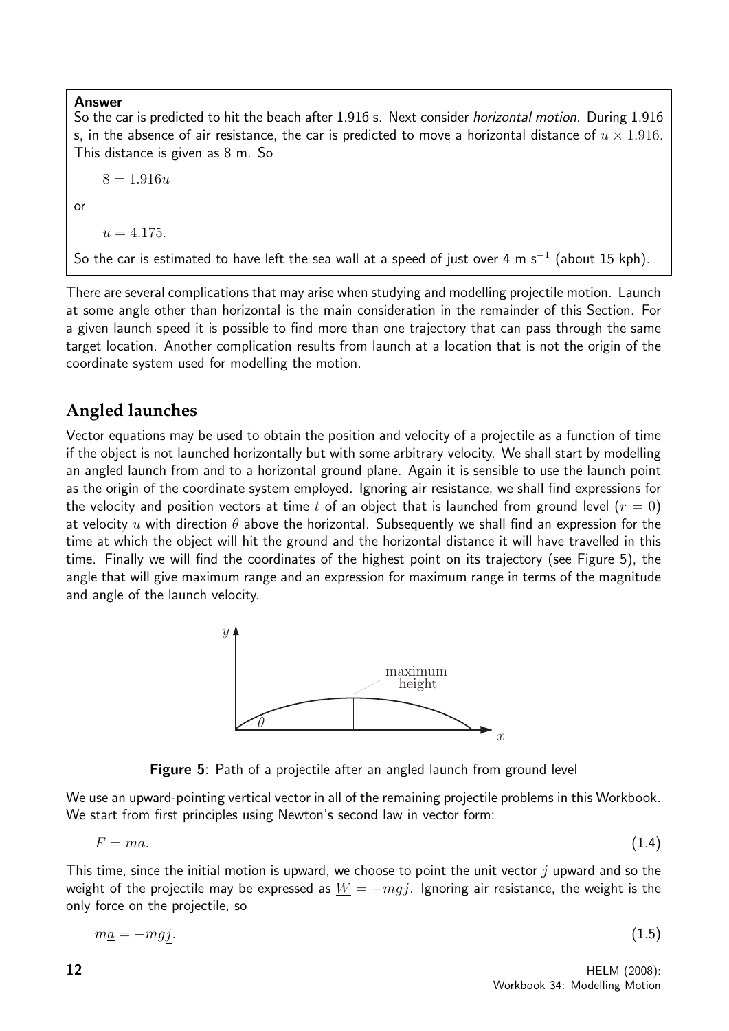**Answer**

So the car is predicted to hit the beach after 1.916 s. Next consider *horizontal motion*. During 1.916 s, in the absence of air resistance, the car is predicted to move a horizontal distance of $u \times 1.916$. This distance is given as 8 m. So

$$8 = 1.916u$$

or

$$u = 4.175.$$

So the car is estimated to have left the sea wall at a speed of just over 4 m s$^{-1}$ (about 15 kph).

There are several complications that may arise when studying and modelling projectile motion. Launch at some angle other than horizontal is the main consideration in the remainder of this Section. For a given launch speed it is possible to find more than one trajectory that can pass through the same target location. Another complication results from launch at a location that is not the origin of the coordinate system used for modelling the motion.

## Angled launches

Vector equations may be used to obtain the position and velocity of a projectile as a function of time if the object is not launched horizontally but with some arbitrary velocity. We shall start by modelling an angled launch from and to a horizontal ground plane. Again it is sensible to use the launch point as the origin of the coordinate system employed. Ignoring air resistance, we shall find expressions for the velocity and position vectors at time $t$ of an object that is launched from ground level ($\underline{r} = \underline{0}$) at velocity $\underline{u}$ with direction $\theta$ above the horizontal. Subsequently we shall find an expression for the time at which the object will hit the ground and the horizontal distance it will have travelled in this time. Finally we will find the coordinates of the highest point on its trajectory (see Figure 5), the angle that will give maximum range and an expression for maximum range in terms of the magnitude and angle of the launch velocity.

**Figure 5**: Path of a projectile after an angled launch from ground level

We use an upward-pointing vertical vector in all of the remaining projectile problems in this Workbook. We start from first principles using Newton's second law in vector form:

$$\underline{F} = m\underline{a}. \tag{1.4}$$

This time, since the initial motion is upward, we choose to point the unit vector $\underline{j}$ upward and so the weight of the projectile may be expressed as $\underline{W} = -mg\underline{j}$. Ignoring air resistance, the weight is the only force on the projectile, so

$$m\underline{a} = -mg\underline{j}. \tag{1.5}$$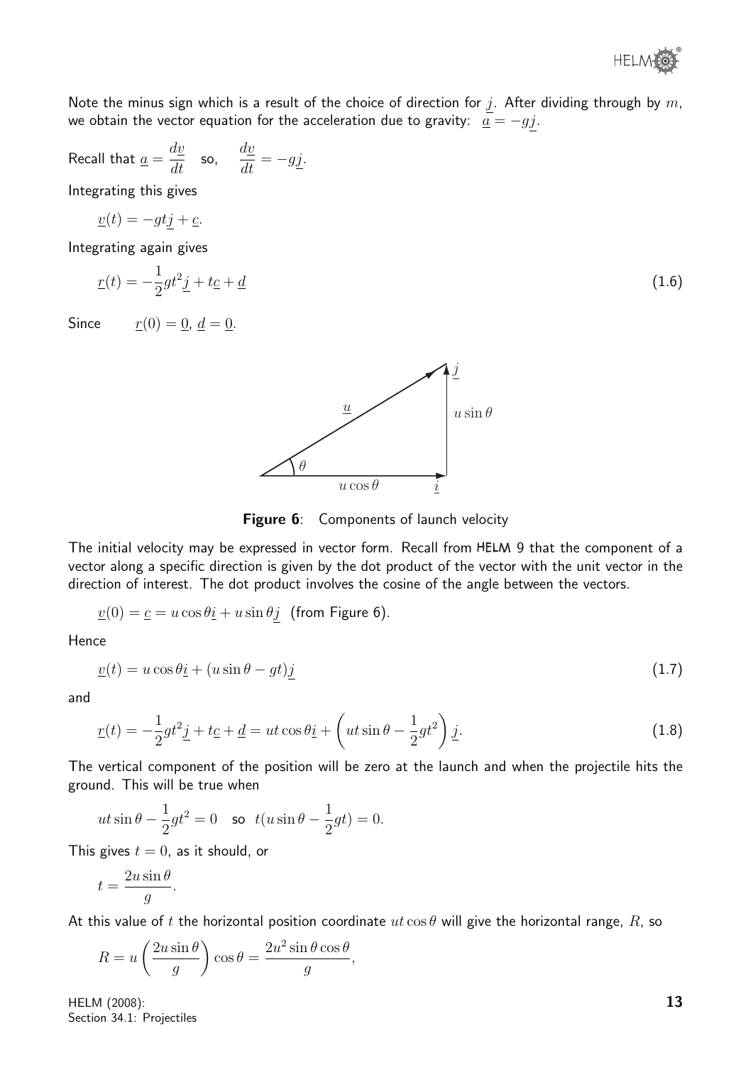Note the minus sign which is a result of the choice of direction for $\underline{j}$. After dividing through by $m$, we obtain the vector equation for the acceleration due to gravity: $\underline{a} = -g\underline{j}$.

Recall that $\underline{a} = \dfrac{d\underline{v}}{dt}$ so, $\dfrac{d\underline{v}}{dt} = -g\underline{j}$.

Integrating this gives

$$\underline{v}(t) = -gt\underline{j} + \underline{c}.$$

Integrating again gives

$$\underline{r}(t) = -\frac{1}{2}gt^2\underline{j} + t\underline{c} + \underline{d} \tag{1.6}$$

Since $\underline{r}(0) = \underline{0}$, $\underline{d} = \underline{0}$.

**Figure 6**: Components of launch velocity

The initial velocity may be expressed in vector form. Recall from HELM 9 that the component of a vector along a specific direction is given by the dot product of the vector with the unit vector in the direction of interest. The dot product involves the cosine of the angle between the vectors.

$$\underline{v}(0) = \underline{c} = u\cos\theta\underline{i} + u\sin\theta\underline{j} \quad \text{(from Figure 6).}$$

Hence

$$\underline{v}(t) = u\cos\theta\underline{i} + (u\sin\theta - gt)\underline{j} \tag{1.7}$$

and

$$\underline{r}(t) = -\frac{1}{2}gt^2\underline{j} + t\underline{c} + \underline{d} = ut\cos\theta\underline{i} + \left(ut\sin\theta - \frac{1}{2}gt^2\right)\underline{j}. \tag{1.8}$$

The vertical component of the position will be zero at the launch and when the projectile hits the ground. This will be true when

$$ut\sin\theta - \frac{1}{2}gt^2 = 0 \quad \text{so} \quad t(u\sin\theta - \frac{1}{2}gt) = 0.$$

This gives $t = 0$, as it should, or

$$t = \frac{2u\sin\theta}{g}.$$

At this value of $t$ the horizontal position coordinate $ut\cos\theta$ will give the horizontal range, $R$, so

$$R = u\left(\frac{2u\sin\theta}{g}\right)\cos\theta = \frac{2u^2\sin\theta\cos\theta}{g},$$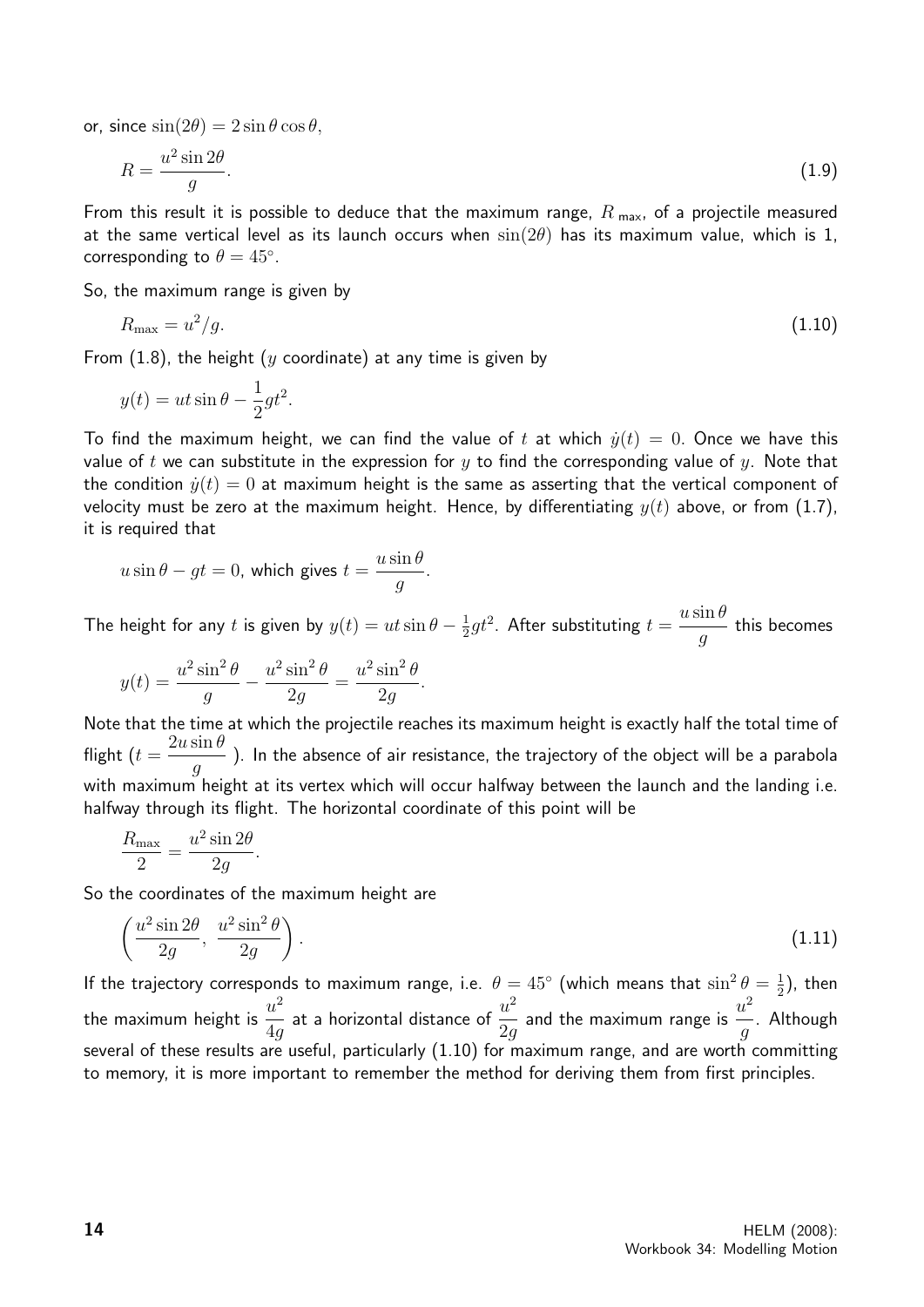or, since $\sin(2\theta) = 2\sin\theta\cos\theta$,

$$R = \frac{u^2 \sin 2\theta}{g}. \tag{1.9}$$

From this result it is possible to deduce that the maximum range, $R_{\text{max}}$, of a projectile measured at the same vertical level as its launch occurs when $\sin(2\theta)$ has its maximum value, which is 1, corresponding to $\theta = 45^\circ$.

So, the maximum range is given by

$$R_{\max} = u^2/g. \tag{1.10}$$

From (1.8), the height ($y$ coordinate) at any time is given by

$$y(t) = ut\sin\theta - \frac{1}{2}gt^2.$$

To find the maximum height, we can find the value of $t$ at which $\dot{y}(t) = 0$. Once we have this value of $t$ we can substitute in the expression for $y$ to find the corresponding value of $y$. Note that the condition $\dot{y}(t) = 0$ at maximum height is the same as asserting that the vertical component of velocity must be zero at the maximum height. Hence, by differentiating $y(t)$ above, or from (1.7), it is required that

$$u\sin\theta - gt = 0, \text{ which gives } t = \frac{u\sin\theta}{g}.$$

The height for any $t$ is given by $y(t) = ut\sin\theta - \frac{1}{2}gt^2$. After substituting $t = \dfrac{u\sin\theta}{g}$ this becomes

$$y(t) = \frac{u^2\sin^2\theta}{g} - \frac{u^2\sin^2\theta}{2g} = \frac{u^2\sin^2\theta}{2g}.$$

Note that the time at which the projectile reaches its maximum height is exactly half the total time of flight ($t = \dfrac{2u\sin\theta}{g}$ ). In the absence of air resistance, the trajectory of the object will be a parabola with maximum height at its vertex which will occur halfway between the launch and the landing i.e. halfway through its flight. The horizontal coordinate of this point will be

$$\frac{R_{\max}}{2} = \frac{u^2\sin 2\theta}{2g}.$$

So the coordinates of the maximum height are

$$\left(\frac{u^2\sin 2\theta}{2g},\ \frac{u^2\sin^2\theta}{2g}\right). \tag{1.11}$$

If the trajectory corresponds to maximum range, i.e. $\theta = 45^\circ$ (which means that $\sin^2\theta = \frac{1}{2}$), then the maximum height is $\dfrac{u^2}{4g}$ at a horizontal distance of $\dfrac{u^2}{2g}$ and the maximum range is $\dfrac{u^2}{g}$. Although several of these results are useful, particularly (1.10) for maximum range, and are worth committing to memory, it is more important to remember the method for deriving them from first principles.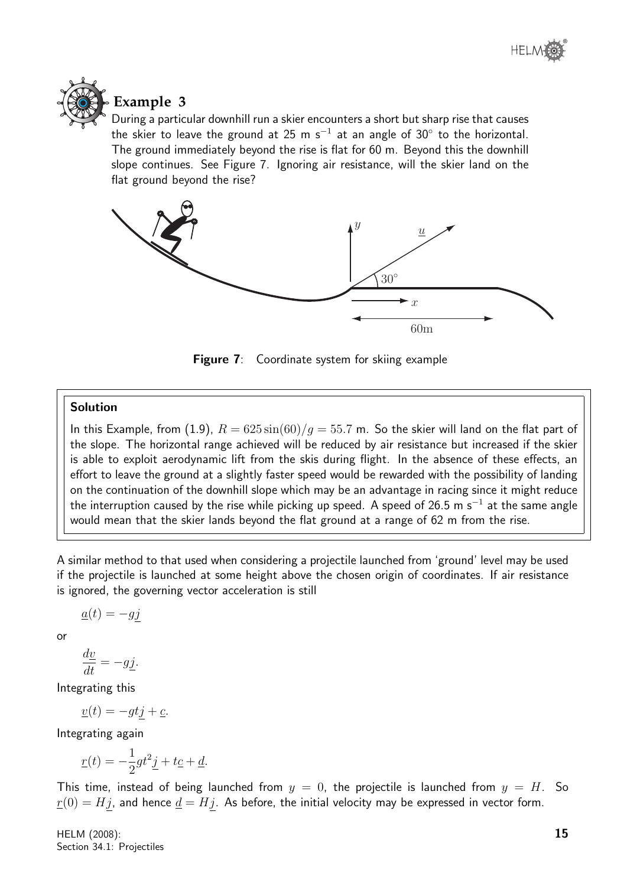## Example 3

During a particular downhill run a skier encounters a short but sharp rise that causes the skier to leave the ground at 25 m s$^{-1}$ at an angle of 30° to the horizontal. The ground immediately beyond the rise is flat for 60 m. Beyond this the downhill slope continues. See Figure 7. Ignoring air resistance, will the skier land on the flat ground beyond the rise?

**Figure 7**: Coordinate system for skiing example

**Solution**

In this Example, from (1.9), $R = 625\sin(60)/g = 55.7$ m. So the skier will land on the flat part of the slope. The horizontal range achieved will be reduced by air resistance but increased if the skier is able to exploit aerodynamic lift from the skis during flight. In the absence of these effects, an effort to leave the ground at a slightly faster speed would be rewarded with the possibility of landing on the continuation of the downhill slope which may be an advantage in racing since it might reduce the interruption caused by the rise while picking up speed. A speed of 26.5 m s$^{-1}$ at the same angle would mean that the skier lands beyond the flat ground at a range of 62 m from the rise.

A similar method to that used when considering a projectile launched from 'ground' level may be used if the projectile is launched at some height above the chosen origin of coordinates. If air resistance is ignored, the governing vector acceleration is still

$$\underline{a}(t) = -g\underline{j}$$

or

$$\frac{d\underline{v}}{dt} = -g\underline{j}.$$

Integrating this

$$\underline{v}(t) = -gt\underline{j} + \underline{c}.$$

Integrating again

$$\underline{r}(t) = -\frac{1}{2}gt^2\underline{j} + t\underline{c} + \underline{d}.$$

This time, instead of being launched from $y = 0$, the projectile is launched from $y = H$. So $\underline{r}(0) = H\underline{j}$, and hence $\underline{d} = H\underline{j}$. As before, the initial velocity may be expressed in vector form.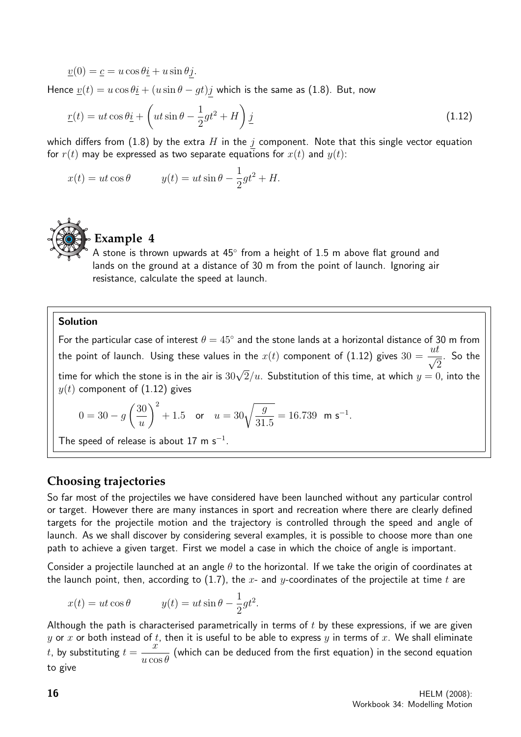$$\underline{v}(0) = \underline{c} = u\cos\theta\underline{i} + u\sin\theta\underline{j}.$$

Hence $\underline{v}(t) = u\cos\theta\underline{i} + (u\sin\theta - gt)\underline{j}$ which is the same as (1.8). But, now

$$\underline{r}(t) = ut\cos\theta\underline{i} + \left(ut\sin\theta - \frac{1}{2}gt^2 + H\right)\underline{j} \qquad (1.12)$$

which differs from (1.8) by the extra $H$ in the $\underline{j}$ component. Note that this single vector equation for $r(t)$ may be expressed as two separate equations for $x(t)$ and $y(t)$:

$$x(t) = ut\cos\theta \qquad y(t) = ut\sin\theta - \frac{1}{2}gt^2 + H.$$

## Example 4

A stone is thrown upwards at 45° from a height of 1.5 m above flat ground and lands on the ground at a distance of 30 m from the point of launch. Ignoring air resistance, calculate the speed at launch.

**Solution**

For the particular case of interest $\theta = 45^\circ$ and the stone lands at a horizontal distance of 30 m from the point of launch. Using these values in the $x(t)$ component of (1.12) gives $30 = \dfrac{ut}{\sqrt{2}}$. So the time for which the stone is in the air is $30\sqrt{2}/u$. Substitution of this time, at which $y = 0$, into the $y(t)$ component of (1.12) gives

$$0 = 30 - g\left(\frac{30}{u}\right)^2 + 1.5 \quad \text{or} \quad u = 30\sqrt{\frac{g}{31.5}} = 16.739 \text{ m s}^{-1}.$$

The speed of release is about 17 m s$^{-1}$.

## Choosing trajectories

So far most of the projectiles we have considered have been launched without any particular control or target. However there are many instances in sport and recreation where there are clearly defined targets for the projectile motion and the trajectory is controlled through the speed and angle of launch. As we shall discover by considering several examples, it is possible to choose more than one path to achieve a given target. First we model a case in which the choice of angle is important.

Consider a projectile launched at an angle $\theta$ to the horizontal. If we take the origin of coordinates at the launch point, then, according to (1.7), the $x$- and $y$-coordinates of the projectile at time $t$ are

$$x(t) = ut\cos\theta \qquad y(t) = ut\sin\theta - \frac{1}{2}gt^2.$$

Although the path is characterised parametrically in terms of $t$ by these expressions, if we are given $y$ or $x$ or both instead of $t$, then it is useful to be able to express $y$ in terms of $x$. We shall eliminate $t$, by substituting $t = \dfrac{x}{u\cos\theta}$ (which can be deduced from the first equation) in the second equation to give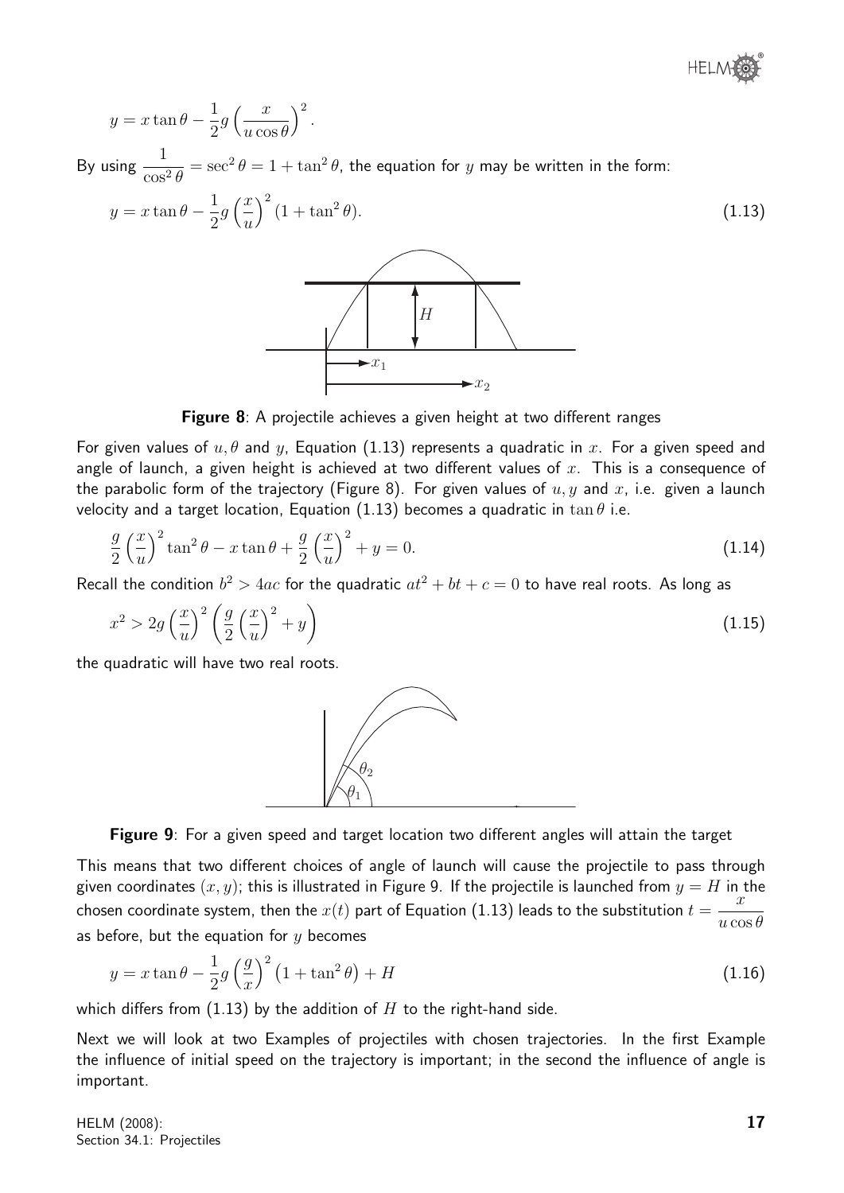$$y = x\tan\theta - \frac{1}{2}g\left(\frac{x}{u\cos\theta}\right)^2.$$

By using $\dfrac{1}{\cos^2\theta} = \sec^2\theta = 1 + \tan^2\theta$, the equation for $y$ may be written in the form:

$$y = x\tan\theta - \frac{1}{2}g\left(\frac{x}{u}\right)^2(1 + \tan^2\theta). \tag{1.13}$$

**Figure 8**: A projectile achieves a given height at two different ranges

For given values of $u, \theta$ and $y$, Equation (1.13) represents a quadratic in $x$. For a given speed and angle of launch, a given height is achieved at two different values of $x$. This is a consequence of the parabolic form of the trajectory (Figure 8). For given values of $u, y$ and $x$, i.e. given a launch velocity and a target location, Equation (1.13) becomes a quadratic in $\tan\theta$ i.e.

$$\frac{g}{2}\left(\frac{x}{u}\right)^2\tan^2\theta - x\tan\theta + \frac{g}{2}\left(\frac{x}{u}\right)^2 + y = 0. \tag{1.14}$$

Recall the condition $b^2 > 4ac$ for the quadratic $at^2 + bt + c = 0$ to have real roots. As long as

$$x^2 > 2g\left(\frac{x}{u}\right)^2\left(\frac{g}{2}\left(\frac{x}{u}\right)^2 + y\right) \tag{1.15}$$

the quadratic will have two real roots.

**Figure 9**: For a given speed and target location two different angles will attain the target

This means that two different choices of angle of launch will cause the projectile to pass through given coordinates $(x, y)$; this is illustrated in Figure 9. If the projectile is launched from $y = H$ in the chosen coordinate system, then the $x(t)$ part of Equation (1.13) leads to the substitution $t = \dfrac{x}{u\cos\theta}$ as before, but the equation for $y$ becomes

$$y = x\tan\theta - \frac{1}{2}g\left(\frac{g}{x}\right)^2\left(1 + \tan^2\theta\right) + H \tag{1.16}$$

which differs from (1.13) by the addition of $H$ to the right-hand side.

Next we will look at two Examples of projectiles with chosen trajectories. In the first Example the influence of initial speed on the trajectory is important; in the second the influence of angle is important.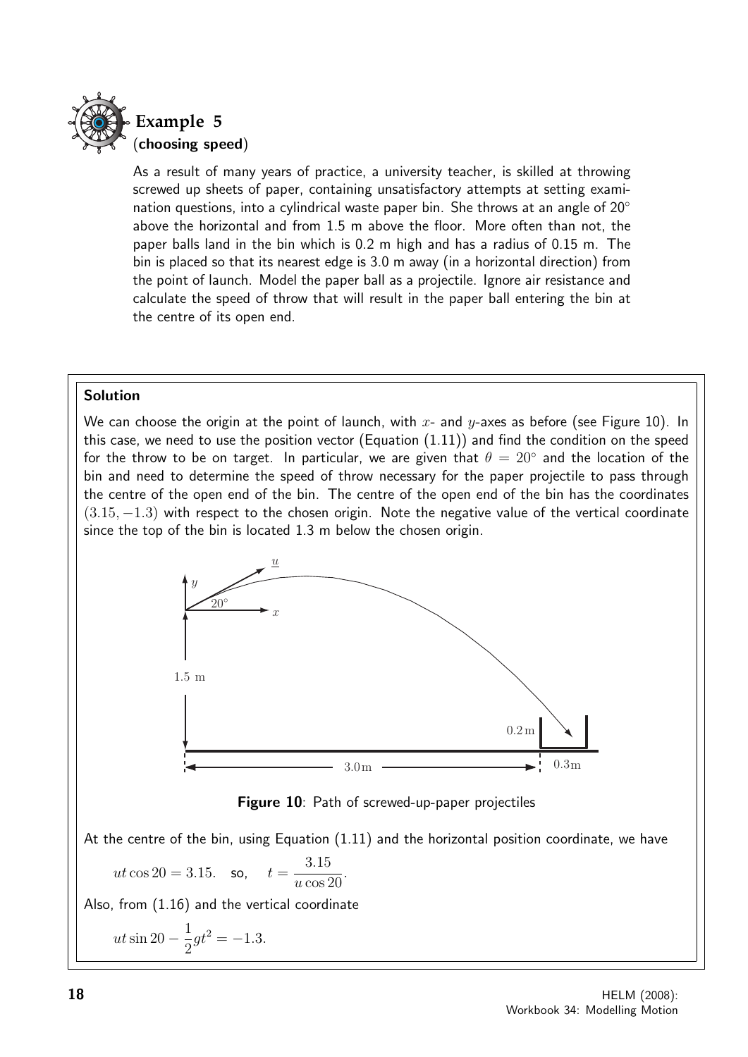## Example 5
**(choosing speed)**

As a result of many years of practice, a university teacher, is skilled at throwing screwed up sheets of paper, containing unsatisfactory attempts at setting examination questions, into a cylindrical waste paper bin. She throws at an angle of 20° above the horizontal and from 1.5 m above the floor. More often than not, the paper balls land in the bin which is 0.2 m high and has a radius of 0.15 m. The bin is placed so that its nearest edge is 3.0 m away (in a horizontal direction) from the point of launch. Model the paper ball as a projectile. Ignore air resistance and calculate the speed of throw that will result in the paper ball entering the bin at the centre of its open end.

**Solution**

We can choose the origin at the point of launch, with $x$- and $y$-axes as before (see Figure 10). In this case, we need to use the position vector (Equation (1.11)) and find the condition on the speed for the throw to be on target. In particular, we are given that $\theta = 20°$ and the location of the bin and need to determine the speed of throw necessary for the paper projectile to pass through the centre of the open end of the bin. The centre of the open end of the bin has the coordinates $(3.15, -1.3)$ with respect to the chosen origin. Note the negative value of the vertical coordinate since the top of the bin is located 1.3 m below the chosen origin.

**Figure 10**: Path of screwed-up-paper projectiles

At the centre of the bin, using Equation (1.11) and the horizontal position coordinate, we have

$$ut\cos 20 = 3.15. \quad \text{so,} \quad t = \frac{3.15}{u\cos 20}.$$

Also, from (1.16) and the vertical coordinate

$$ut\sin 20 - \frac{1}{2}gt^2 = -1.3.$$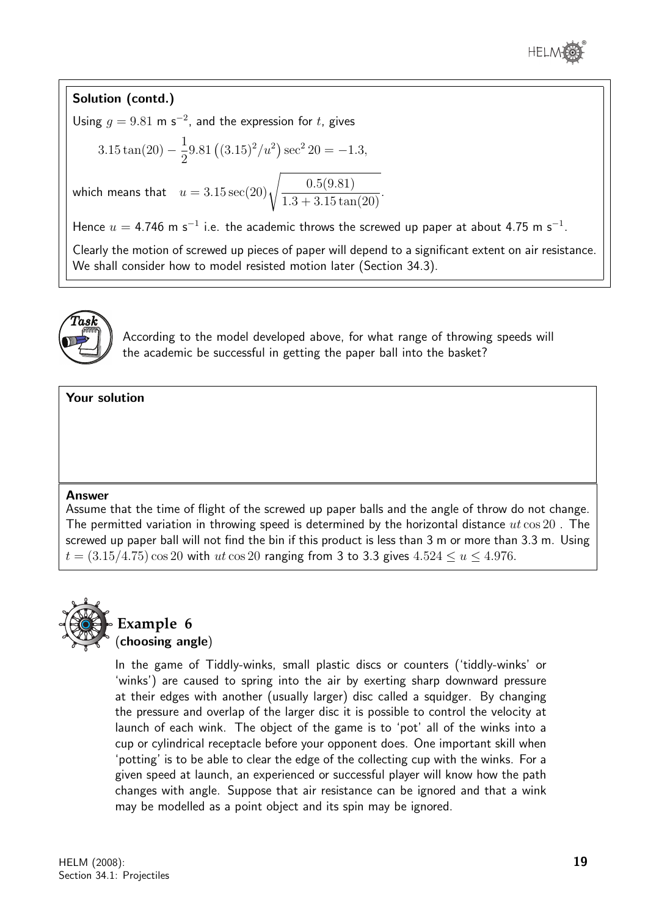**Solution (contd.)**

Using $g = 9.81$ m s$^{-2}$, and the expression for $t$, gives

$$3.15\tan(20) - \frac{1}{2}9.81\left((3.15)^2/u^2\right)\sec^2 20 = -1.3,$$

which means that $\quad u = 3.15\sec(20)\sqrt{\dfrac{0.5(9.81)}{1.3 + 3.15\tan(20)}}.$

Hence $u = 4.746$ m s$^{-1}$ i.e. the academic throws the screwed up paper at about 4.75 m s$^{-1}$.

Clearly the motion of screwed up pieces of paper will depend to a significant extent on air resistance. We shall consider how to model resisted motion later (Section 34.3).

**Task**

According to the model developed above, for what range of throwing speeds will the academic be successful in getting the paper ball into the basket?

**Your solution**

**Answer**

Assume that the time of flight of the screwed up paper balls and the angle of throw do not change. The permitted variation in throwing speed is determined by the horizontal distance $ut\cos 20$ . The screwed up paper ball will not find the bin if this product is less than 3 m or more than 3.3 m. Using $t = (3.15/4.75)\cos 20$ with $ut\cos 20$ ranging from 3 to 3.3 gives $4.524 \leq u \leq 4.976$.

## Example 6
**(choosing angle)**

In the game of Tiddly-winks, small plastic discs or counters ('tiddly-winks' or 'winks') are caused to spring into the air by exerting sharp downward pressure at their edges with another (usually larger) disc called a squidger. By changing the pressure and overlap of the larger disc it is possible to control the velocity at launch of each wink. The object of the game is to 'pot' all of the winks into a cup or cylindrical receptacle before your opponent does. One important skill when 'potting' is to be able to clear the edge of the collecting cup with the winks. For a given speed at launch, an experienced or successful player will know how the path changes with angle. Suppose that air resistance can be ignored and that a wink may be modelled as a point object and its spin may be ignored.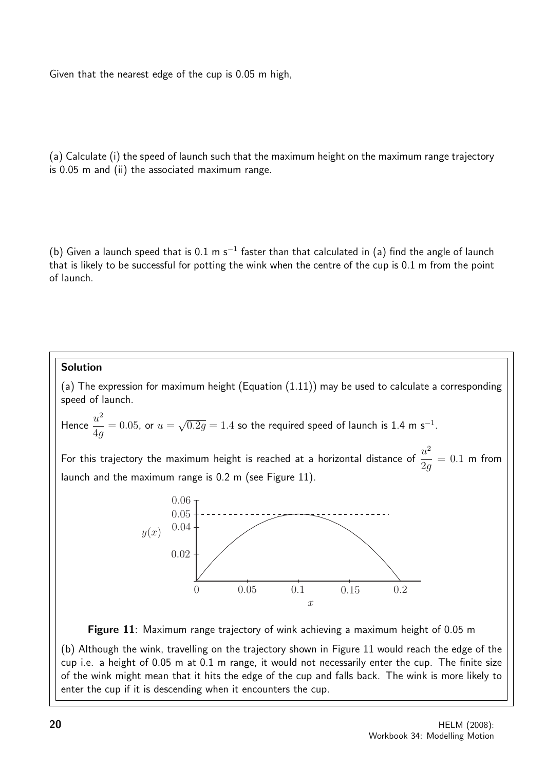Given that the nearest edge of the cup is 0.05 m high,

(a) Calculate (i) the speed of launch such that the maximum height on the maximum range trajectory is 0.05 m and (ii) the associated maximum range.

(b) Given a launch speed that is 0.1 m s$^{-1}$ faster than that calculated in (a) find the angle of launch that is likely to be successful for potting the wink when the centre of the cup is 0.1 m from the point of launch.

**Solution**

(a) The expression for maximum height (Equation (1.11)) may be used to calculate a corresponding speed of launch.

Hence $\dfrac{u^2}{4g} = 0.05$, or $u = \sqrt{0.2g} = 1.4$ so the required speed of launch is 1.4 m s$^{-1}$.

For this trajectory the maximum height is reached at a horizontal distance of $\dfrac{u^2}{2g} = 0.1$ m from launch and the maximum range is 0.2 m (see Figure 11).

**Figure 11**: Maximum range trajectory of wink achieving a maximum height of 0.05 m

(b) Although the wink, travelling on the trajectory shown in Figure 11 would reach the edge of the cup i.e. a height of 0.05 m at 0.1 m range, it would not necessarily enter the cup. The finite size of the wink might mean that it hits the edge of the cup and falls back. The wink is more likely to enter the cup if it is descending when it encounters the cup.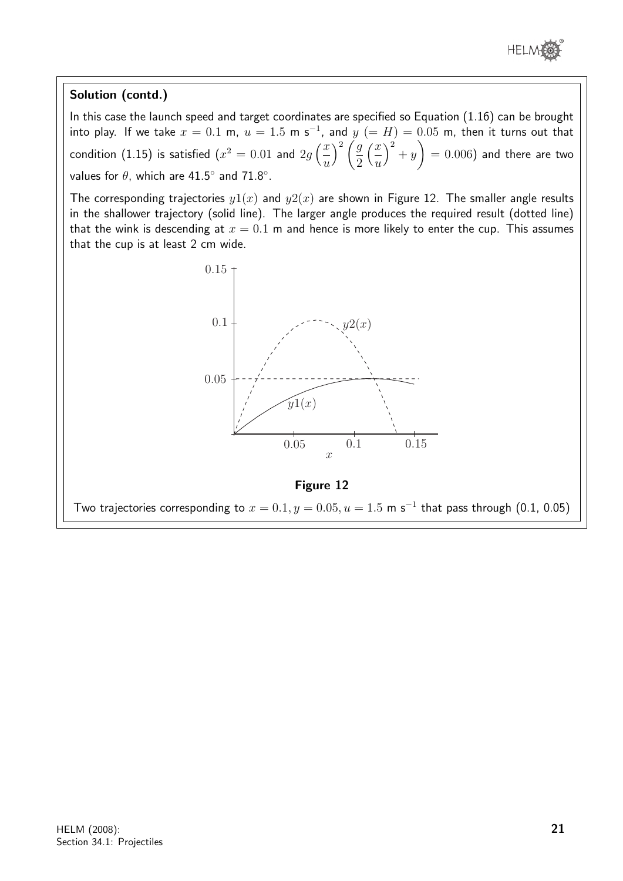**Solution (contd.)**

In this case the launch speed and target coordinates are specified so Equation (1.16) can be brought into play. If we take $x = 0.1$ m, $u = 1.5$ m s$^{-1}$, and $y\ (= H) = 0.05$ m, then it turns out that condition (1.15) is satisfied ($x^2 = 0.01$ and $2g\left(\dfrac{x}{u}\right)^2\left(\dfrac{g}{2}\left(\dfrac{x}{u}\right)^2 + y\right) = 0.006$) and there are two values for $\theta$, which are 41.5° and 71.8°.

The corresponding trajectories $y1(x)$ and $y2(x)$ are shown in Figure 12. The smaller angle results in the shallower trajectory (solid line). The larger angle produces the required result (dotted line) that the wink is descending at $x = 0.1$ m and hence is more likely to enter the cup. This assumes that the cup is at least 2 cm wide.

**Figure 12**

Two trajectories corresponding to $x = 0.1, y = 0.05, u = 1.5$ m s$^{-1}$ that pass through (0.1, 0.05)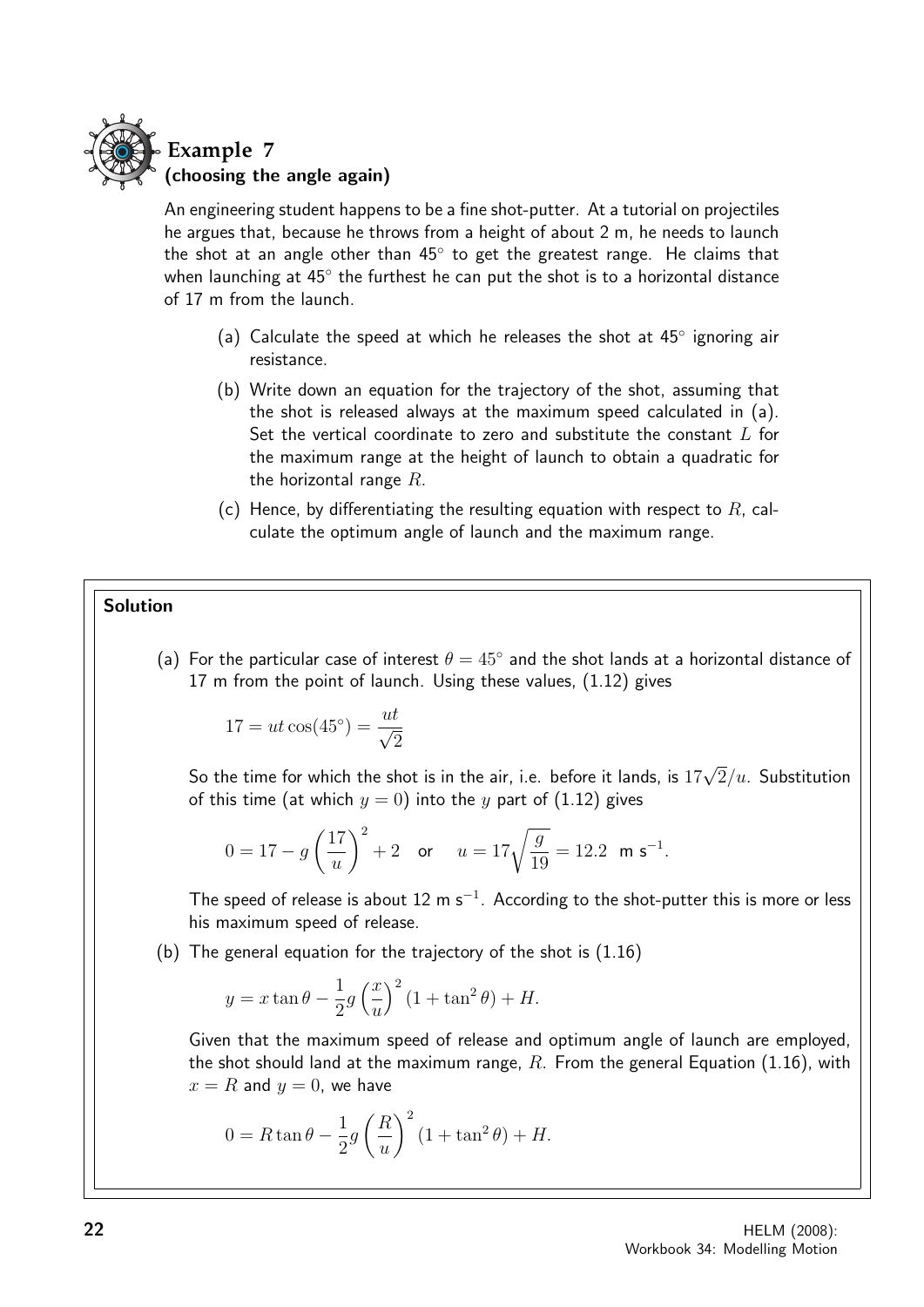## Example 7
### (choosing the angle again)

An engineering student happens to be a fine shot-putter. At a tutorial on projectiles he argues that, because he throws from a height of about 2 m, he needs to launch the shot at an angle other than 45° to get the greatest range. He claims that when launching at 45° the furthest he can put the shot is to a horizontal distance of 17 m from the launch.

(a) Calculate the speed at which he releases the shot at 45° ignoring air resistance.

(b) Write down an equation for the trajectory of the shot, assuming that the shot is released always at the maximum speed calculated in (a). Set the vertical coordinate to zero and substitute the constant $L$ for the maximum range at the height of launch to obtain a quadratic for the horizontal range $R$.

(c) Hence, by differentiating the resulting equation with respect to $R$, calculate the optimum angle of launch and the maximum range.

**Solution**

(a) For the particular case of interest $\theta = 45^\circ$ and the shot lands at a horizontal distance of 17 m from the point of launch. Using these values, (1.12) gives

$$17 = ut\cos(45^\circ) = \frac{ut}{\sqrt{2}}$$

So the time for which the shot is in the air, i.e. before it lands, is $17\sqrt{2}/u$. Substitution of this time (at which $y = 0$) into the $y$ part of (1.12) gives

$$0 = 17 - g\left(\frac{17}{u}\right)^2 + 2 \quad \text{or} \quad u = 17\sqrt{\frac{g}{19}} = 12.2 \ \text{ m s}^{-1}.$$

The speed of release is about 12 m s$^{-1}$. According to the shot-putter this is more or less his maximum speed of release.

(b) The general equation for the trajectory of the shot is (1.16)

$$y = x\tan\theta - \frac{1}{2}g\left(\frac{x}{u}\right)^2(1 + \tan^2\theta) + H.$$

Given that the maximum speed of release and optimum angle of launch are employed, the shot should land at the maximum range, $R$. From the general Equation (1.16), with $x = R$ and $y = 0$, we have

$$0 = R\tan\theta - \frac{1}{2}g\left(\frac{R}{u}\right)^2(1 + \tan^2\theta) + H.$$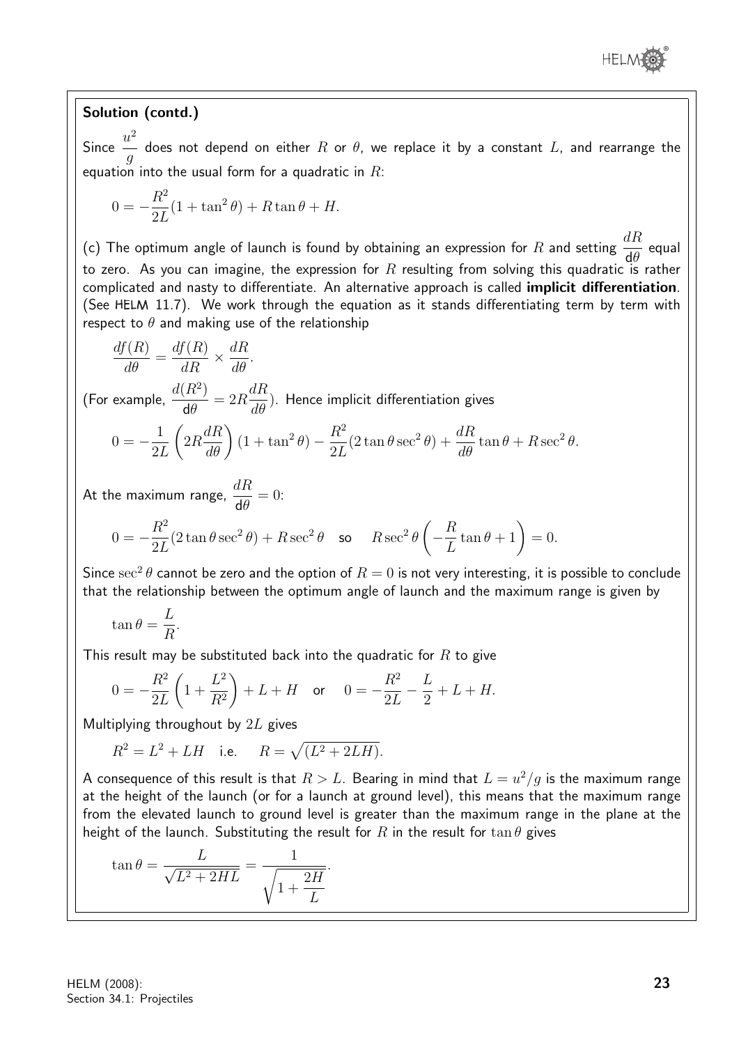**Solution (contd.)**

Since $\dfrac{u^2}{g}$ does not depend on either $R$ or $\theta$, we replace it by a constant $L$, and rearrange the equation into the usual form for a quadratic in $R$:

$$0 = -\frac{R^2}{2L}(1 + \tan^2\theta) + R\tan\theta + H.$$

(c) The optimum angle of launch is found by obtaining an expression for $R$ and setting $\dfrac{dR}{d\theta}$ equal to zero. As you can imagine, the expression for $R$ resulting from solving this quadratic is rather complicated and nasty to differentiate. An alternative approach is called **implicit differentiation**. (See HELM 11.7). We work through the equation as it stands differentiating term by term with respect to $\theta$ and making use of the relationship

$$\frac{df(R)}{d\theta} = \frac{df(R)}{dR} \times \frac{dR}{d\theta}.$$

(For example, $\dfrac{d(R^2)}{d\theta} = 2R\dfrac{dR}{d\theta}$). Hence implicit differentiation gives

$$0 = -\frac{1}{2L}\left(2R\frac{dR}{d\theta}\right)(1 + \tan^2\theta) - \frac{R^2}{2L}(2\tan\theta\sec^2\theta) + \frac{dR}{d\theta}\tan\theta + R\sec^2\theta.$$

At the maximum range, $\dfrac{dR}{d\theta} = 0$:

$$0 = -\frac{R^2}{2L}(2\tan\theta\sec^2\theta) + R\sec^2\theta \quad \text{so} \quad R\sec^2\theta\left(-\frac{R}{L}\tan\theta + 1\right) = 0.$$

Since $\sec^2\theta$ cannot be zero and the option of $R = 0$ is not very interesting, it is possible to conclude that the relationship between the optimum angle of launch and the maximum range is given by

$$\tan\theta = \frac{L}{R}.$$

This result may be substituted back into the quadratic for $R$ to give

$$0 = -\frac{R^2}{2L}\left(1 + \frac{L^2}{R^2}\right) + L + H \quad \text{or} \quad 0 = -\frac{R^2}{2L} - \frac{L}{2} + L + H.$$

Multiplying throughout by $2L$ gives

$$R^2 = L^2 + LH \quad \text{i.e.} \quad R = \sqrt{(L^2 + 2LH)}.$$

A consequence of this result is that $R > L$. Bearing in mind that $L = u^2/g$ is the maximum range at the height of the launch (or for a launch at ground level), this means that the maximum range from the elevated launch to ground level is greater than the maximum range in the plane at the height of the launch. Substituting the result for $R$ in the result for $\tan\theta$ gives

$$\tan\theta = \frac{L}{\sqrt{L^2 + 2HL}} = \frac{1}{\sqrt{1 + \dfrac{2H}{L}}}.$$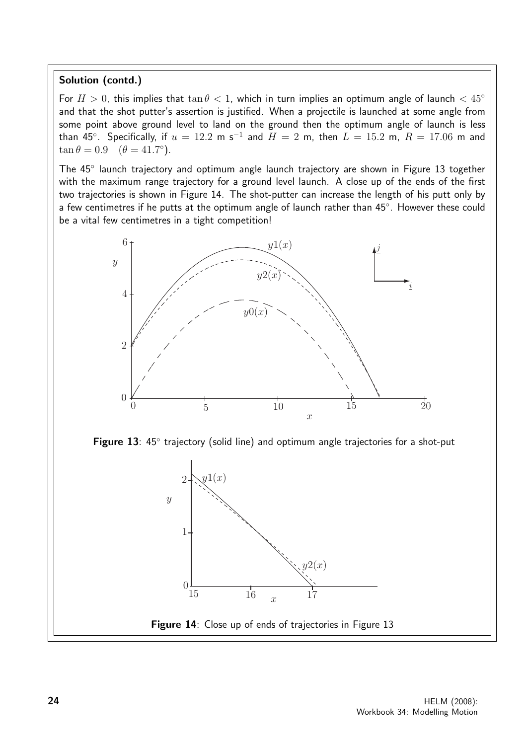**Solution (contd.)**

For $H > 0$, this implies that $\tan\theta < 1$, which in turn implies an optimum angle of launch $< 45^\circ$ and that the shot putter's assertion is justified. When a projectile is launched at some angle from some point above ground level to land on the ground then the optimum angle of launch is less than 45°. Specifically, if $u = 12.2$ m s$^{-1}$ and $H = 2$ m, then $L = 15.2$ m, $R = 17.06$ m and $\tan\theta = 0.9 \quad (\theta = 41.7^\circ)$.

The 45° launch trajectory and optimum angle launch trajectory are shown in Figure 13 together with the maximum range trajectory for a ground level launch. A close up of the ends of the first two trajectories is shown in Figure 14. The shot-putter can increase the length of his putt only by a few centimetres if he putts at the optimum angle of launch rather than 45°. However these could be a vital few centimetres in a tight competition!

**Figure 13**: 45° trajectory (solid line) and optimum angle trajectories for a shot-put

**Figure 14**: Close up of ends of trajectories in Figure 13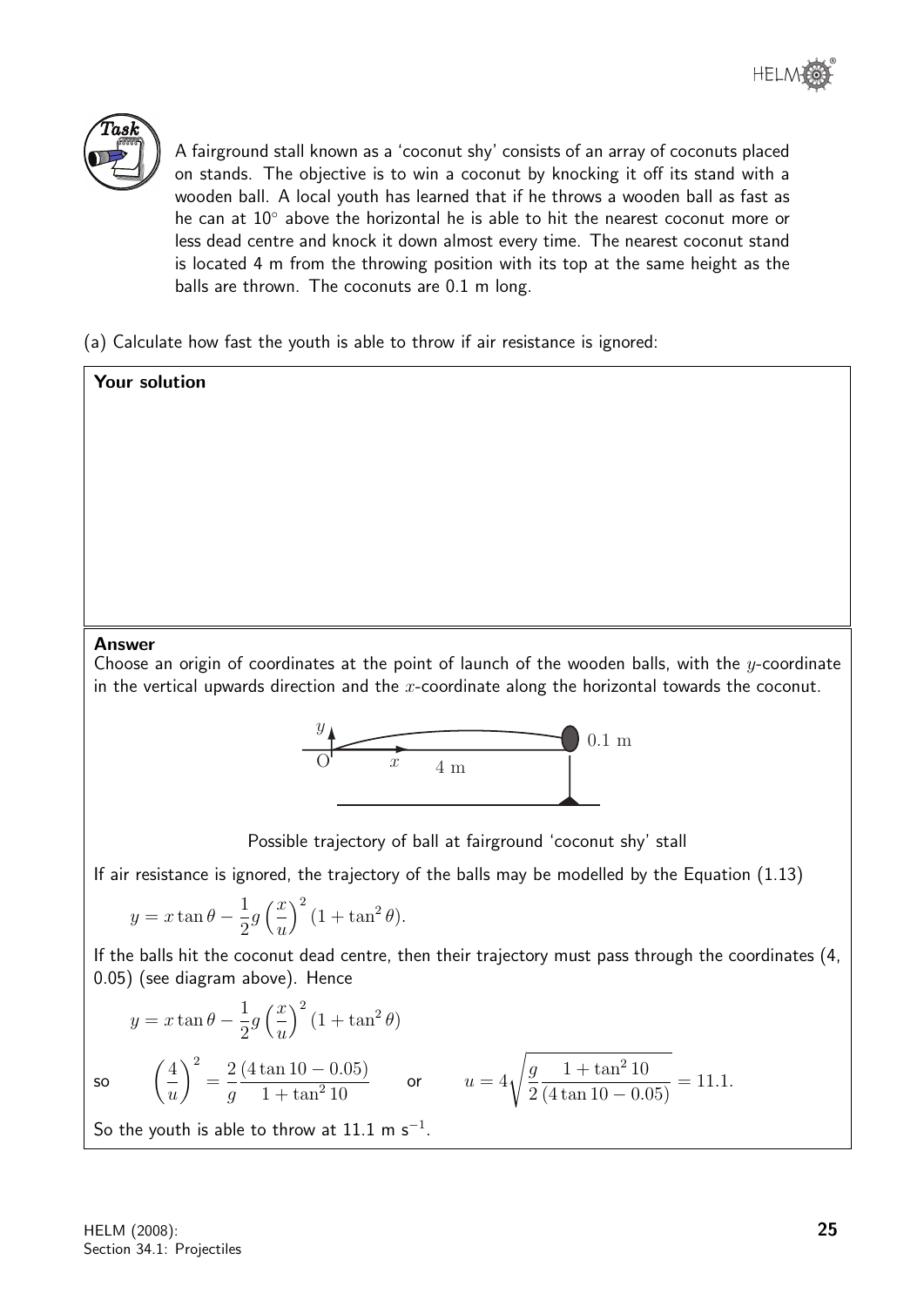**Task**

A fairground stall known as a 'coconut shy' consists of an array of coconuts placed on stands. The objective is to win a coconut by knocking it off its stand with a wooden ball. A local youth has learned that if he throws a wooden ball as fast as he can at $10^\circ$ above the horizontal he is able to hit the nearest coconut more or less dead centre and knock it down almost every time. The nearest coconut stand is located 4 m from the throwing position with its top at the same height as the balls are thrown. The coconuts are 0.1 m long.

(a) Calculate how fast the youth is able to throw if air resistance is ignored:

**Your solution**

**Answer**

Choose an origin of coordinates at the point of launch of the wooden balls, with the $y$-coordinate in the vertical upwards direction and the $x$-coordinate along the horizontal towards the coconut.

Possible trajectory of ball at fairground 'coconut shy' stall

If air resistance is ignored, the trajectory of the balls may be modelled by the Equation (1.13)

$$y = x\tan\theta - \frac{1}{2}g\left(\frac{x}{u}\right)^2(1+\tan^2\theta).$$

If the balls hit the coconut dead centre, then their trajectory must pass through the coordinates (4, 0.05) (see diagram above). Hence

$$y = x\tan\theta - \frac{1}{2}g\left(\frac{x}{u}\right)^2(1+\tan^2\theta)$$

so $\quad \left(\frac{4}{u}\right)^2 = \frac{2}{g}\frac{(4\tan 10 - 0.05)}{1+\tan^2 10} \quad$ or $\quad u = 4\sqrt{\frac{g}{2}\frac{1+\tan^2 10}{(4\tan 10 - 0.05)}} = 11.1.$

So the youth is able to throw at 11.1 m $\text{s}^{-1}$.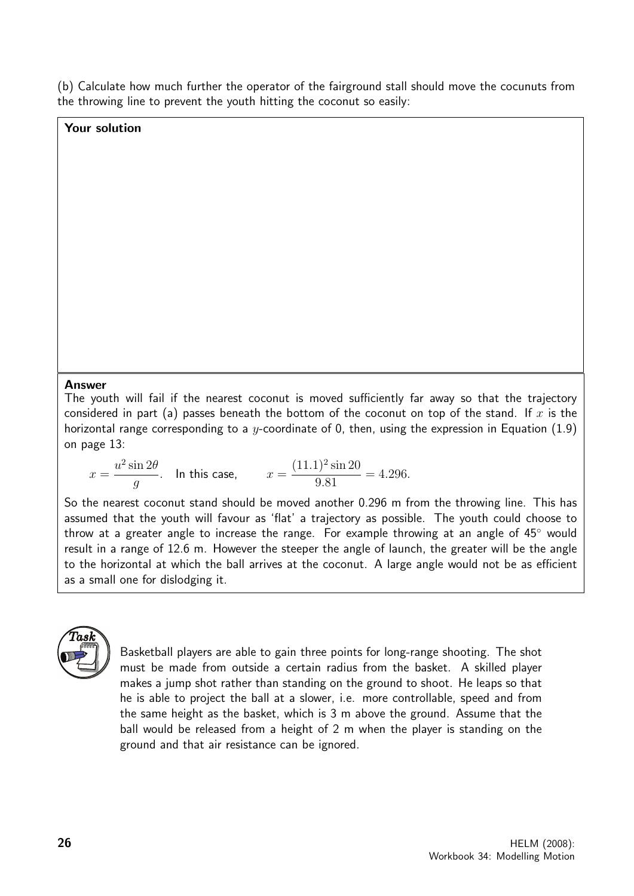(b) Calculate how much further the operator of the fairground stall should move the cocunuts from the throwing line to prevent the youth hitting the coconut so easily:

**Your solution**

**Answer**

The youth will fail if the nearest coconut is moved sufficiently far away so that the trajectory considered in part (a) passes beneath the bottom of the coconut on top of the stand. If $x$ is the horizontal range corresponding to a $y$-coordinate of 0, then, using the expression in Equation (1.9) on page 13:

$$x = \frac{u^2 \sin 2\theta}{g}. \quad \text{In this case,} \qquad x = \frac{(11.1)^2 \sin 20}{9.81} = 4.296.$$

So the nearest coconut stand should be moved another 0.296 m from the throwing line. This has assumed that the youth will favour as 'flat' a trajectory as possible. The youth could choose to throw at a greater angle to increase the range. For example throwing at an angle of 45° would result in a range of 12.6 m. However the steeper the angle of launch, the greater will be the angle to the horizontal at which the ball arrives at the coconut. A large angle would not be as efficient as a small one for dislodging it.

**Task**

Basketball players are able to gain three points for long-range shooting. The shot must be made from outside a certain radius from the basket. A skilled player makes a jump shot rather than standing on the ground to shoot. He leaps so that he is able to project the ball at a slower, i.e. more controllable, speed and from the same height as the basket, which is 3 m above the ground. Assume that the ball would be released from a height of 2 m when the player is standing on the ground and that air resistance can be ignored.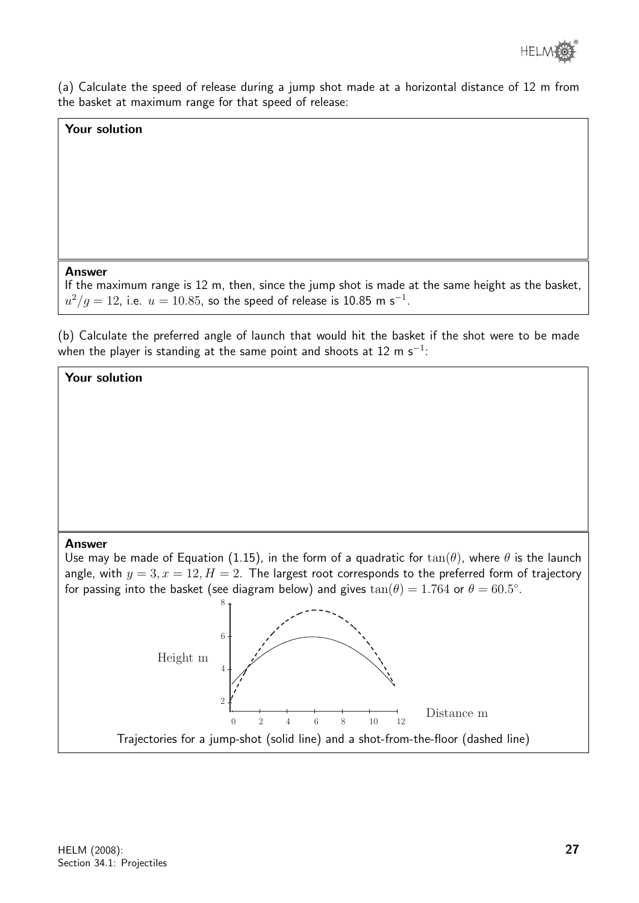(a) Calculate the speed of release during a jump shot made at a horizontal distance of 12 m from the basket at maximum range for that speed of release:

**Your solution**

**Answer**

If the maximum range is 12 m, then, since the jump shot is made at the same height as the basket, $u^2/g = 12$, i.e. $u = 10.85$, so the speed of release is 10.85 m s$^{-1}$.

(b) Calculate the preferred angle of launch that would hit the basket if the shot were to be made when the player is standing at the same point and shoots at 12 m s$^{-1}$:

**Your solution**

**Answer**

Use may be made of Equation (1.15), in the form of a quadratic for $\tan(\theta)$, where $\theta$ is the launch angle, with $y = 3, x = 12, H = 2$. The largest root corresponds to the preferred form of trajectory for passing into the basket (see diagram below) and gives $\tan(\theta) = 1.764$ or $\theta = 60.5°$.

Trajectories for a jump-shot (solid line) and a shot-from-the-floor (dashed line)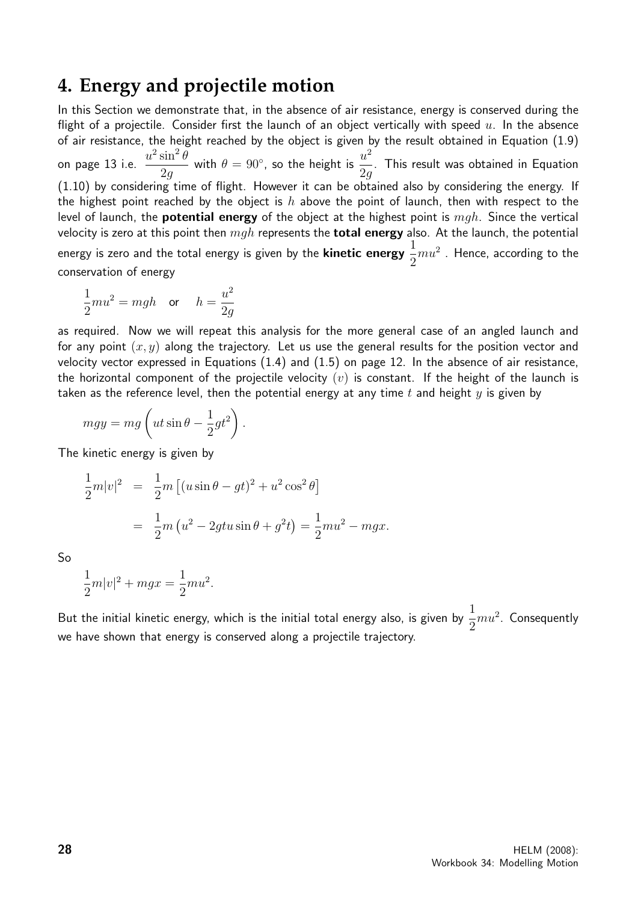## 4. Energy and projectile motion

In this Section we demonstrate that, in the absence of air resistance, energy is conserved during the flight of a projectile. Consider first the launch of an object vertically with speed $u$. In the absence of air resistance, the height reached by the object is given by the result obtained in Equation (1.9) on page 13 i.e. $\dfrac{u^2 \sin^2 \theta}{2g}$ with $\theta = 90^\circ$, so the height is $\dfrac{u^2}{2g}$. This result was obtained in Equation (1.10) by considering time of flight. However it can be obtained also by considering the energy. If the highest point reached by the object is $h$ above the point of launch, then with respect to the level of launch, the **potential energy** of the object at the highest point is $mgh$. Since the vertical velocity is zero at this point then $mgh$ represents the **total energy** also. At the launch, the potential energy is zero and the total energy is given by the **kinetic energy** $\dfrac{1}{2}mu^2$ . Hence, according to the conservation of energy

$$\frac{1}{2}mu^2 = mgh \quad \text{or} \quad h = \frac{u^2}{2g}$$

as required. Now we will repeat this analysis for the more general case of an angled launch and for any point $(x, y)$ along the trajectory. Let us use the general results for the position vector and velocity vector expressed in Equations (1.4) and (1.5) on page 12. In the absence of air resistance, the horizontal component of the projectile velocity $(v)$ is constant. If the height of the launch is taken as the reference level, then the potential energy at any time $t$ and height $y$ is given by

$$mgy = mg\left(ut \sin\theta - \frac{1}{2}gt^2\right).$$

The kinetic energy is given by

$$\begin{aligned}
\frac{1}{2}m|v|^2 &= \frac{1}{2}m\left[(u\sin\theta - gt)^2 + u^2\cos^2\theta\right] \\
&= \frac{1}{2}m\left(u^2 - 2gtu\sin\theta + g^2t\right) = \frac{1}{2}mu^2 - mgx.
\end{aligned}$$

So

$$\frac{1}{2}m|v|^2 + mgx = \frac{1}{2}mu^2.$$

But the initial kinetic energy, which is the initial total energy also, is given by $\dfrac{1}{2}mu^2$. Consequently we have shown that energy is conserved along a projectile trajectory.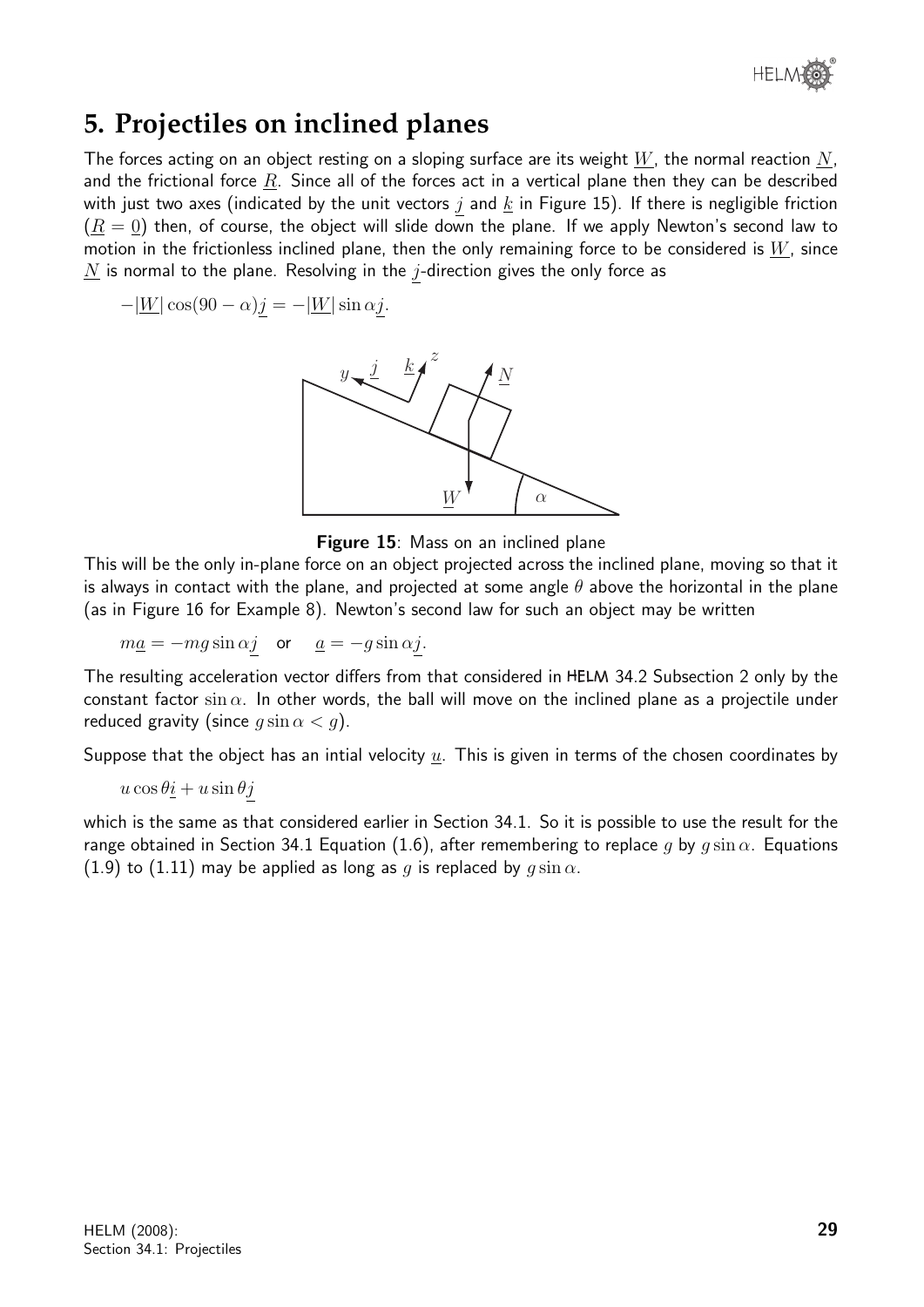## 5. Projectiles on inclined planes

The forces acting on an object resting on a sloping surface are its weight $\underline{W}$, the normal reaction $\underline{N}$, and the frictional force $\underline{R}$. Since all of the forces act in a vertical plane then they can be described with just two axes (indicated by the unit vectors $\underline{j}$ and $\underline{k}$ in Figure 15). If there is negligible friction ($\underline{R} = \underline{0}$) then, of course, the object will slide down the plane. If we apply Newton's second law to motion in the frictionless inclined plane, then the only remaining force to be considered is $\underline{W}$, since $\underline{N}$ is normal to the plane. Resolving in the $\underline{j}$-direction gives the only force as

$$-|\underline{W}|\cos(90 - \alpha)\underline{j} = -|\underline{W}|\sin\alpha\underline{j}.$$

**Figure 15**: Mass on an inclined plane

This will be the only in-plane force on an object projected across the inclined plane, moving so that it is always in contact with the plane, and projected at some angle $\theta$ above the horizontal in the plane (as in Figure 16 for Example 8). Newton's second law for such an object may be written

$$m\underline{a} = -mg\sin\alpha\underline{j} \quad \text{or} \quad \underline{a} = -g\sin\alpha\underline{j}.$$

The resulting acceleration vector differs from that considered in HELM 34.2 Subsection 2 only by the constant factor $\sin\alpha$. In other words, the ball will move on the inclined plane as a projectile under reduced gravity (since $g\sin\alpha < g$).

Suppose that the object has an intial velocity $\underline{u}$. This is given in terms of the chosen coordinates by

$$u\cos\theta\underline{i} + u\sin\theta\underline{j}$$

which is the same as that considered earlier in Section 34.1. So it is possible to use the result for the range obtained in Section 34.1 Equation (1.6), after remembering to replace $g$ by $g\sin\alpha$. Equations (1.9) to (1.11) may be applied as long as $g$ is replaced by $g\sin\alpha$.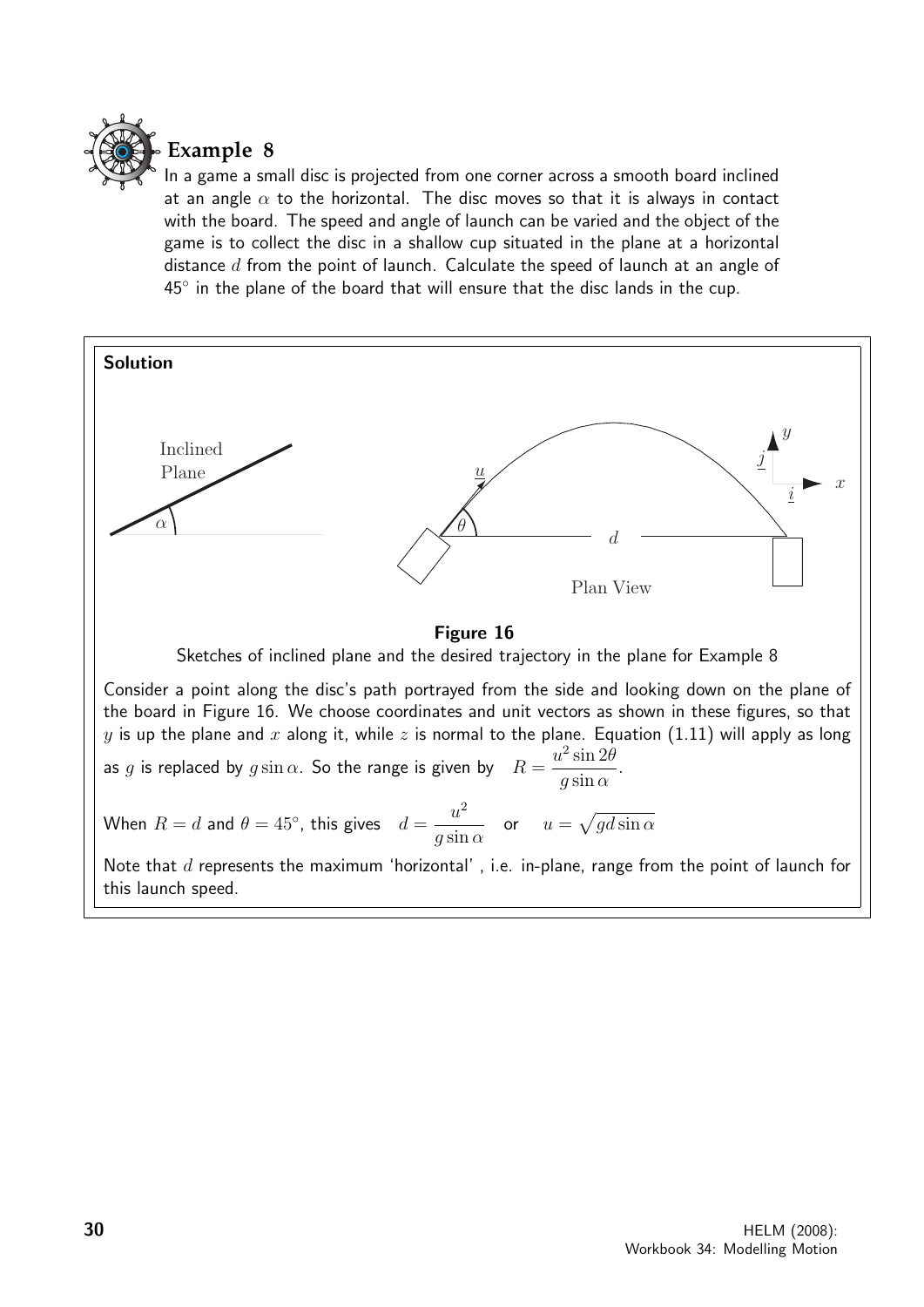## Example 8

In a game a small disc is projected from one corner across a smooth board inclined at an angle $\alpha$ to the horizontal. The disc moves so that it is always in contact with the board. The speed and angle of launch can be varied and the object of the game is to collect the disc in a shallow cup situated in the plane at a horizontal distance $d$ from the point of launch. Calculate the speed of launch at an angle of 45° in the plane of the board that will ensure that the disc lands in the cup.

**Solution**

**Figure 16**

Sketches of inclined plane and the desired trajectory in the plane for Example 8

Consider a point along the disc's path portrayed from the side and looking down on the plane of the board in Figure 16. We choose coordinates and unit vectors as shown in these figures, so that $y$ is up the plane and $x$ along it, while $z$ is normal to the plane. Equation (1.11) will apply as long as $g$ is replaced by $g \sin \alpha$. So the range is given by $R = \dfrac{u^2 \sin 2\theta}{g \sin \alpha}$.

When $R = d$ and $\theta = 45°$, this gives $d = \dfrac{u^2}{g \sin \alpha}$ or $u = \sqrt{gd \sin \alpha}$

Note that $d$ represents the maximum 'horizontal' , i.e. in-plane, range from the point of launch for this launch speed.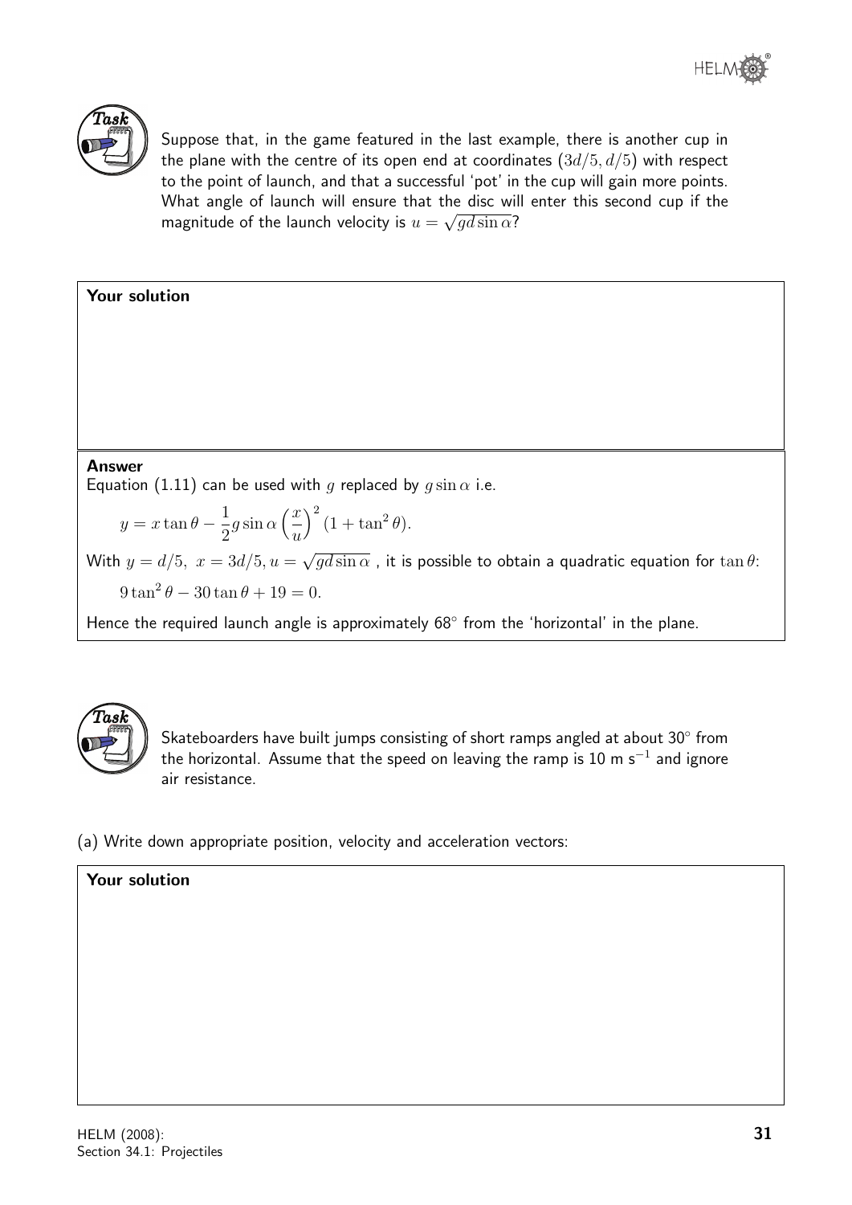**Task**

Suppose that, in the game featured in the last example, there is another cup in the plane with the centre of its open end at coordinates $(3d/5, d/5)$ with respect to the point of launch, and that a successful 'pot' in the cup will gain more points. What angle of launch will ensure that the disc will enter this second cup if the magnitude of the launch velocity is $u = \sqrt{gd\sin\alpha}$?

**Your solution**

**Answer**

Equation (1.11) can be used with $g$ replaced by $g\sin\alpha$ i.e.

$$y = x\tan\theta - \frac{1}{2}g\sin\alpha\left(\frac{x}{u}\right)^2(1+\tan^2\theta).$$

With $y = d/5,\ x = 3d/5, u = \sqrt{gd\sin\alpha}$ , it is possible to obtain a quadratic equation for $\tan\theta$:

$$9\tan^2\theta - 30\tan\theta + 19 = 0.$$

Hence the required launch angle is approximately 68° from the 'horizontal' in the plane.

**Task**

Skateboarders have built jumps consisting of short ramps angled at about 30° from the horizontal. Assume that the speed on leaving the ramp is 10 m s$^{-1}$ and ignore air resistance.

(a) Write down appropriate position, velocity and acceleration vectors:

**Your solution**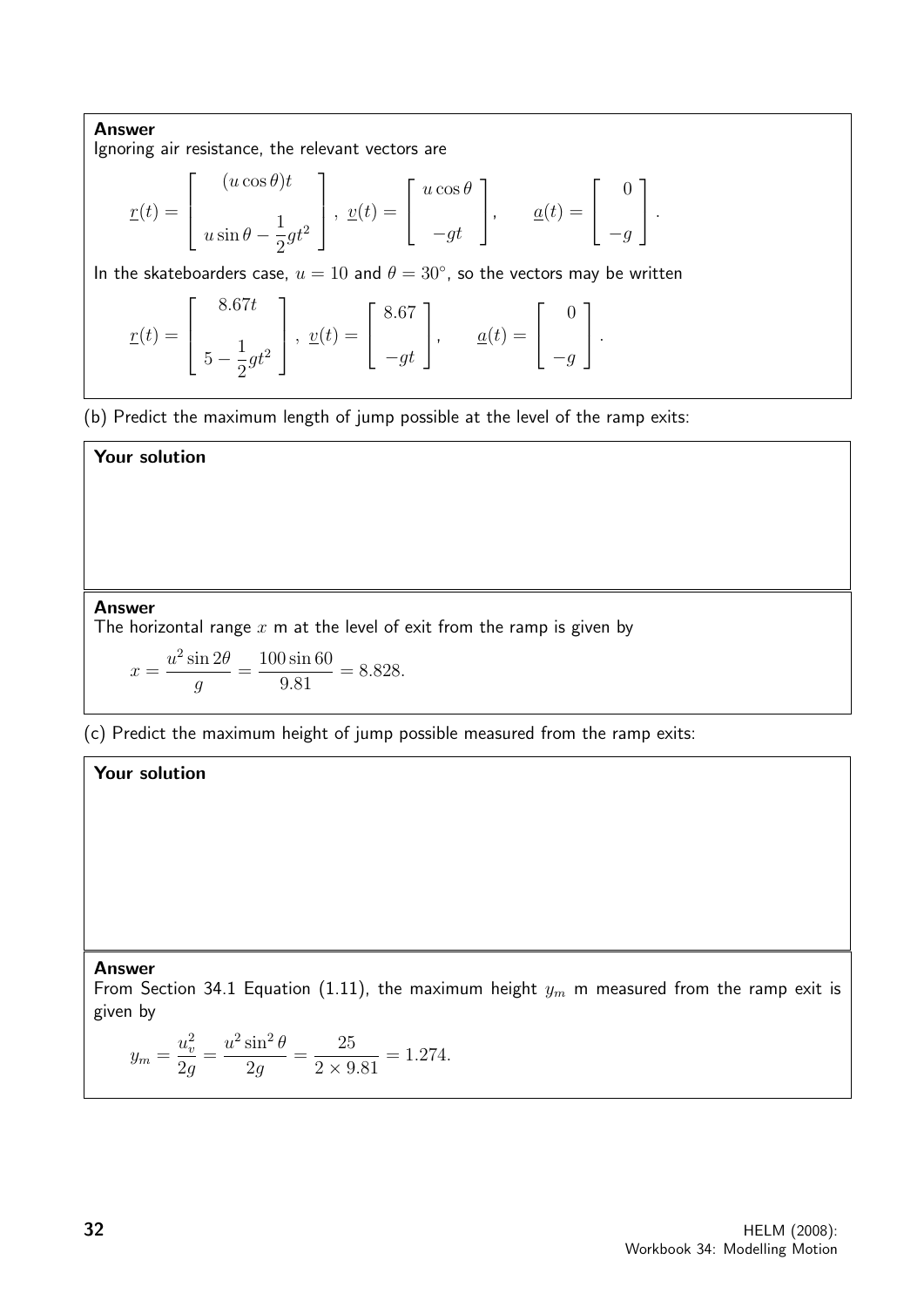**Answer**

Ignoring air resistance, the relevant vectors are

$$\underline{r}(t) = \begin{bmatrix} (u\cos\theta)t \\ u\sin\theta - \dfrac{1}{2}gt^2 \end{bmatrix}, \quad \underline{v}(t) = \begin{bmatrix} u\cos\theta \\ -gt \end{bmatrix}, \qquad \underline{a}(t) = \begin{bmatrix} 0 \\ -g \end{bmatrix}.$$

In the skateboarders case, $u = 10$ and $\theta = 30^\circ$, so the vectors may be written

$$\underline{r}(t) = \begin{bmatrix} 8.67t \\ 5 - \dfrac{1}{2}gt^2 \end{bmatrix}, \quad \underline{v}(t) = \begin{bmatrix} 8.67 \\ -gt \end{bmatrix}, \qquad \underline{a}(t) = \begin{bmatrix} 0 \\ -g \end{bmatrix}.$$

(b) Predict the maximum length of jump possible at the level of the ramp exits:

**Your solution**

**Answer**

The horizontal range $x$ m at the level of exit from the ramp is given by

$$x = \frac{u^2 \sin 2\theta}{g} = \frac{100 \sin 60}{9.81} = 8.828.$$

(c) Predict the maximum height of jump possible measured from the ramp exits:

**Your solution**

**Answer**

From Section 34.1 Equation (1.11), the maximum height $y_m$ m measured from the ramp exit is given by

$$y_m = \frac{u_v^2}{2g} = \frac{u^2 \sin^2\theta}{2g} = \frac{25}{2 \times 9.81} = 1.274.$$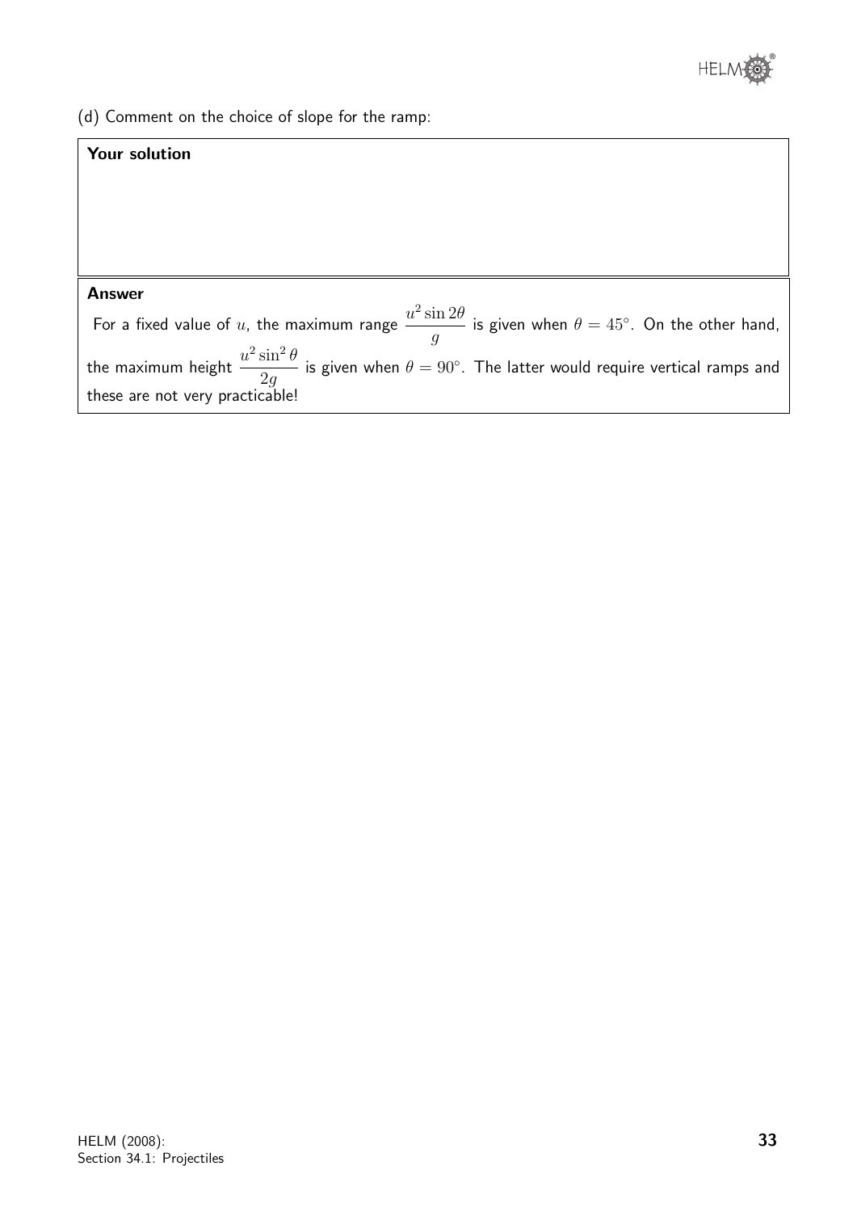(d) Comment on the choice of slope for the ramp:

**Your solution**

**Answer**

For a fixed value of $u$, the maximum range $\dfrac{u^2 \sin 2\theta}{g}$ is given when $\theta = 45^\circ$. On the other hand, the maximum height $\dfrac{u^2 \sin^2 \theta}{2g}$ is given when $\theta = 90^\circ$. The latter would require vertical ramps and these are not very practicable!